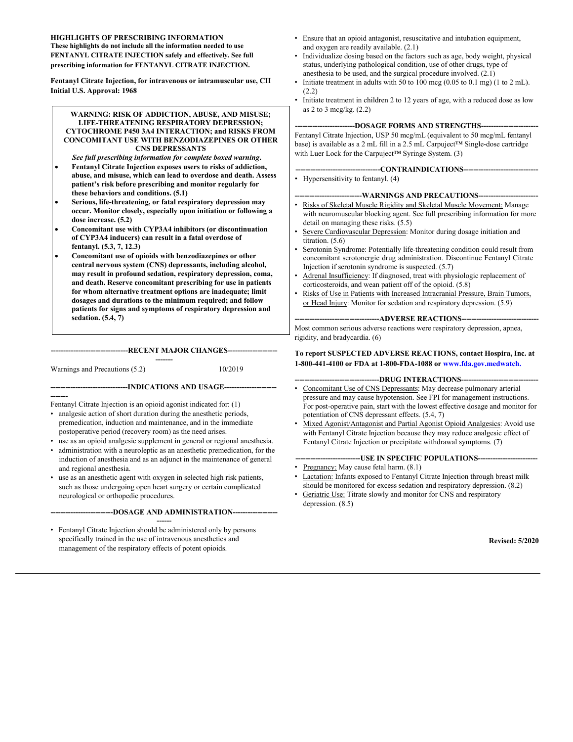**HIGHLIGHTS OF PRESCRIBING INFORMATION**

**These highlights do not include all the information needed to use FENTANYL CITRATE INJECTION safely and effectively. See full prescribing information for FENTANYL CITRATE INJECTION.**

**Fentanyl Citrate Injection, for intravenous or intramuscular use, CII**
**Initial U.S. Approval: 1968**

**WARNING: RISK OF ADDICTION, ABUSE, AND MISUSE; LIFE-THREATENING RESPIRATORY DEPRESSION; CYTOCHROME P450 3A4 INTERACTION; and RISKS FROM CONCOMITANT USE WITH BENZODIAZEPINES OR OTHER CNS DEPRESSANTS**

***See full prescribing information for complete boxed warning.***

- **Fentanyl Citrate Injection exposes users to risks of addiction, abuse, and misuse, which can lead to overdose and death. Assess patient's risk before prescribing and monitor regularly for these behaviors and conditions. (5.1)**
- **Serious, life-threatening, or fatal respiratory depression may occur. Monitor closely, especially upon initiation or following a dose increase. (5.2)**
- **Concomitant use with CYP3A4 inhibitors (or discontinuation of CYP3A4 inducers) can result in a fatal overdose of fentanyl. (5.3, 7, 12.3)**
- **Concomitant use of opioids with benzodiazepines or other central nervous system (CNS) depressants, including alcohol, may result in profound sedation, respiratory depression, coma, and death. Reserve concomitant prescribing for use in patients for whom alternative treatment options are inadequate; limit dosages and durations to the minimum required; and follow patients for signs and symptoms of respiratory depression and sedation. (5.4, 7)**

**--------------------------------RECENT MAJOR CHANGES--------------------------------**

Warnings and Precautions (5.2) 10/2019

**--------------------------------INDICATIONS AND USAGE--------------------------------**

Fentanyl Citrate Injection is an opioid agonist indicated for: (1)

- analgesic action of short duration during the anesthetic periods, premedication, induction and maintenance, and in the immediate postoperative period (recovery room) as the need arises.
- use as an opioid analgesic supplement in general or regional anesthesia.
- administration with a neuroleptic as an anesthetic premedication, for the induction of anesthesia and as an adjunct in the maintenance of general and regional anesthesia.
- use as an anesthetic agent with oxygen in selected high risk patients, such as those undergoing open heart surgery or certain complicated neurological or orthopedic procedures.

**--------------------------------DOSAGE AND ADMINISTRATION--------------------------------**

- Fentanyl Citrate Injection should be administered only by persons specifically trained in the use of intravenous anesthetics and management of the respiratory effects of potent opioids.
- Ensure that an opioid antagonist, resuscitative and intubation equipment, and oxygen are readily available. (2.1)
- Individualize dosing based on the factors such as age, body weight, physical status, underlying pathological condition, use of other drugs, type of anesthesia to be used, and the surgical procedure involved. (2.1)
- Initiate treatment in adults with 50 to 100 mcg (0.05 to 0.1 mg) (1 to 2 mL). (2.2)
- Initiate treatment in children 2 to 12 years of age, with a reduced dose as low as 2 to 3 mcg/kg. (2.2)

**--------------------------------DOSAGE FORMS AND STRENGTHS--------------------------------**

Fentanyl Citrate Injection, USP 50 mcg/mL (equivalent to 50 mcg/mL fentanyl base) is available as a 2 mL fill in a 2.5 mL Carpuject™ Single-dose cartridge with Luer Lock for the Carpuject™ Syringe System. (3)

**--------------------------------CONTRAINDICATIONS--------------------------------**

- Hypersensitivity to fentanyl. (4)

**--------------------------------WARNINGS AND PRECAUTIONS--------------------------------**

- Risks of Skeletal Muscle Rigidity and Skeletal Muscle Movement: Manage with neuromuscular blocking agent. See full prescribing information for more detail on managing these risks. (5.5)
- Severe Cardiovascular Depression: Monitor during dosage initiation and titration. (5.6)
- Serotonin Syndrome: Potentially life-threatening condition could result from concomitant serotonergic drug administration. Discontinue Fentanyl Citrate Injection if serotonin syndrome is suspected. (5.7)
- Adrenal Insufficiency: If diagnosed, treat with physiologic replacement of corticosteroids, and wean patient off of the opioid. (5.8)
- Risks of Use in Patients with Increased Intracranial Pressure, Brain Tumors, or Head Injury: Monitor for sedation and respiratory depression. (5.9)

**--------------------------------ADVERSE REACTIONS--------------------------------**

Most common serious adverse reactions were respiratory depression, apnea, rigidity, and bradycardia. (6)

**To report SUSPECTED ADVERSE REACTIONS, contact Hospira, Inc. at 1-800-441-4100 or FDA at 1-800-FDA-1088 or www.fda.gov.medwatch.**

**--------------------------------DRUG INTERACTIONS--------------------------------**

- Concomitant Use of CNS Depressants: May decrease pulmonary arterial pressure and may cause hypotension. See FPI for management instructions. For post-operative pain, start with the lowest effective dosage and monitor for potentiation of CNS depressant effects. (5.4, 7)
- Mixed Agonist/Antagonist and Partial Agonist Opioid Analgesics: Avoid use with Fentanyl Citrate Injection because they may reduce analgesic effect of Fentanyl Citrate Injection or precipitate withdrawal symptoms. (7)

**--------------------------------USE IN SPECIFIC POPULATIONS--------------------------------**

- Pregnancy: May cause fetal harm. (8.1)
- Lactation: Infants exposed to Fentanyl Citrate Injection through breast milk should be monitored for excess sedation and respiratory depression. (8.2)
- Geriatric Use: Titrate slowly and monitor for CNS and respiratory depression. (8.5)

**Revised: 5/2020**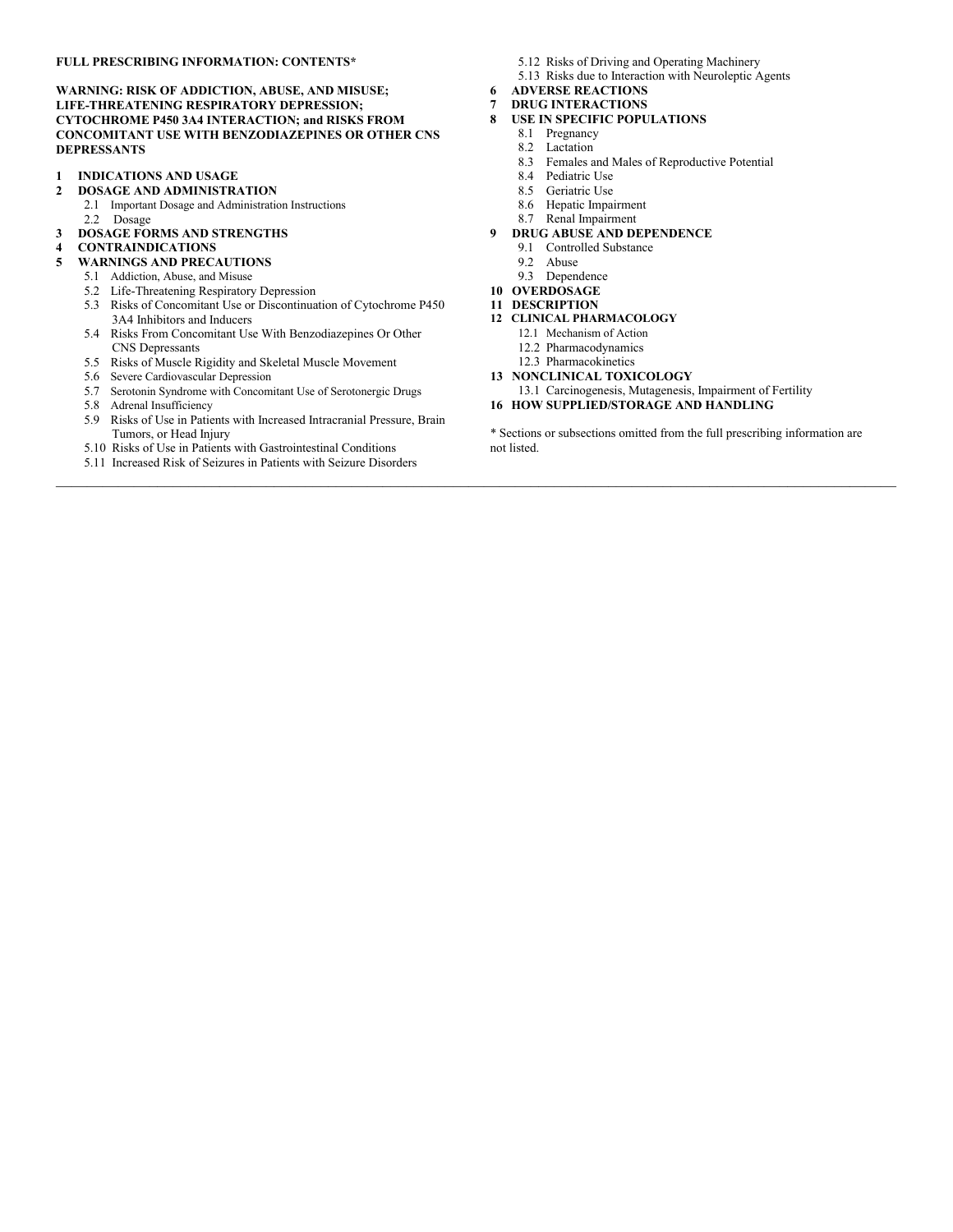**FULL PRESCRIBING INFORMATION: CONTENTS***

**WARNING: RISK OF ADDICTION, ABUSE, AND MISUSE; LIFE-THREATENING RESPIRATORY DEPRESSION; CYTOCHROME P450 3A4 INTERACTION; and RISKS FROM CONCOMITANT USE WITH BENZODIAZEPINES OR OTHER CNS DEPRESSANTS**

**1 INDICATIONS AND USAGE**

**2 DOSAGE AND ADMINISTRATION**
- 2.1 Important Dosage and Administration Instructions
- 2.2 Dosage

**3 DOSAGE FORMS AND STRENGTHS**

**4 CONTRAINDICATIONS**

**5 WARNINGS AND PRECAUTIONS**
- 5.1 Addiction, Abuse, and Misuse
- 5.2 Life-Threatening Respiratory Depression
- 5.3 Risks of Concomitant Use or Discontinuation of Cytochrome P450 3A4 Inhibitors and Inducers
- 5.4 Risks From Concomitant Use With Benzodiazepines Or Other CNS Depressants
- 5.5 Risks of Muscle Rigidity and Skeletal Muscle Movement
- 5.6 Severe Cardiovascular Depression
- 5.7 Serotonin Syndrome with Concomitant Use of Serotonergic Drugs
- 5.8 Adrenal Insufficiency
- 5.9 Risks of Use in Patients with Increased Intracranial Pressure, Brain Tumors, or Head Injury
- 5.10 Risks of Use in Patients with Gastrointestinal Conditions
- 5.11 Increased Risk of Seizures in Patients with Seizure Disorders
- 5.12 Risks of Driving and Operating Machinery
- 5.13 Risks due to Interaction with Neuroleptic Agents

**6 ADVERSE REACTIONS**

**7 DRUG INTERACTIONS**

**8 USE IN SPECIFIC POPULATIONS**
- 8.1 Pregnancy
- 8.2 Lactation
- 8.3 Females and Males of Reproductive Potential
- 8.4 Pediatric Use
- 8.5 Geriatric Use
- 8.6 Hepatic Impairment
- 8.7 Renal Impairment

**9 DRUG ABUSE AND DEPENDENCE**
- 9.1 Controlled Substance
- 9.2 Abuse
- 9.3 Dependence

**10 OVERDOSAGE**

**11 DESCRIPTION**

**12 CLINICAL PHARMACOLOGY**
- 12.1 Mechanism of Action
- 12.2 Pharmacodynamics
- 12.3 Pharmacokinetics

**13 NONCLINICAL TOXICOLOGY**
- 13.1 Carcinogenesis, Mutagenesis, Impairment of Fertility

**16 HOW SUPPLIED/STORAGE AND HANDLING**

* Sections or subsections omitted from the full prescribing information are not listed.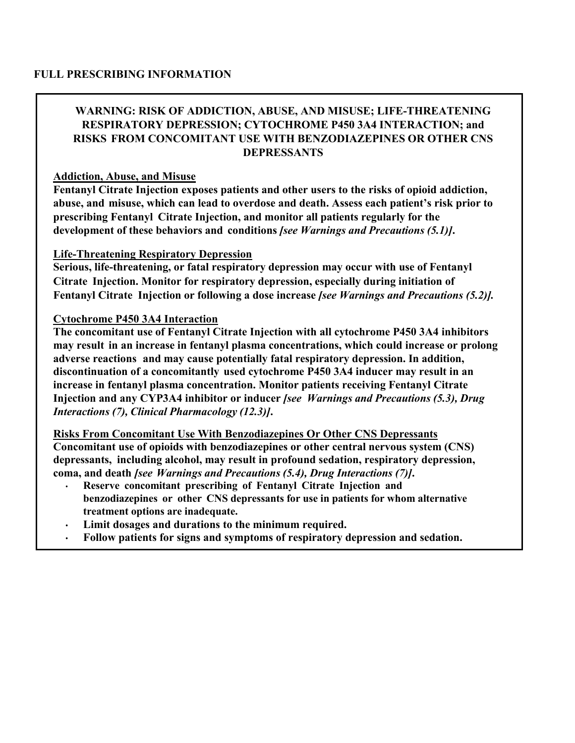# FULL PRESCRIBING INFORMATION

## WARNING: RISK OF ADDICTION, ABUSE, AND MISUSE; LIFE-THREATENING RESPIRATORY DEPRESSION; CYTOCHROME P450 3A4 INTERACTION; and RISKS FROM CONCOMITANT USE WITH BENZODIAZEPINES OR OTHER CNS DEPRESSANTS

**Addiction, Abuse, and Misuse**

**Fentanyl Citrate Injection exposes patients and other users to the risks of opioid addiction, abuse, and misuse, which can lead to overdose and death. Assess each patient's risk prior to prescribing Fentanyl Citrate Injection, and monitor all patients regularly for the development of these behaviors and conditions *[see Warnings and Precautions (5.1)]*.**

**Life-Threatening Respiratory Depression**

**Serious, life-threatening, or fatal respiratory depression may occur with use of Fentanyl Citrate Injection. Monitor for respiratory depression, especially during initiation of Fentanyl Citrate Injection or following a dose increase *[see Warnings and Precautions (5.2)]*.**

**Cytochrome P450 3A4 Interaction**

**The concomitant use of Fentanyl Citrate Injection with all cytochrome P450 3A4 inhibitors may result in an increase in fentanyl plasma concentrations, which could increase or prolong adverse reactions and may cause potentially fatal respiratory depression. In addition, discontinuation of a concomitantly used cytochrome P450 3A4 inducer may result in an increase in fentanyl plasma concentration. Monitor patients receiving Fentanyl Citrate Injection and any CYP3A4 inhibitor or inducer *[see Warnings and Precautions (5.3), Drug Interactions (7), Clinical Pharmacology (12.3)]*.**

**Risks From Concomitant Use With Benzodiazepines Or Other CNS Depressants**

**Concomitant use of opioids with benzodiazepines or other central nervous system (CNS) depressants, including alcohol, may result in profound sedation, respiratory depression, coma, and death *[see Warnings and Precautions (5.4), Drug Interactions (7)]*.**

- **Reserve concomitant prescribing of Fentanyl Citrate Injection and benzodiazepines or other CNS depressants for use in patients for whom alternative treatment options are inadequate.**
- **Limit dosages and durations to the minimum required.**
- **Follow patients for signs and symptoms of respiratory depression and sedation.**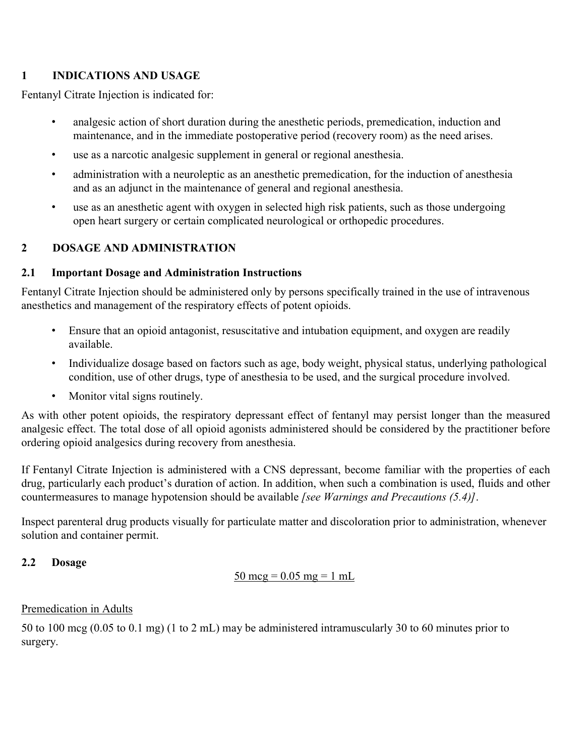## 1 INDICATIONS AND USAGE

Fentanyl Citrate Injection is indicated for:

- analgesic action of short duration during the anesthetic periods, premedication, induction and maintenance, and in the immediate postoperative period (recovery room) as the need arises.
- use as a narcotic analgesic supplement in general or regional anesthesia.
- administration with a neuroleptic as an anesthetic premedication, for the induction of anesthesia and as an adjunct in the maintenance of general and regional anesthesia.
- use as an anesthetic agent with oxygen in selected high risk patients, such as those undergoing open heart surgery or certain complicated neurological or orthopedic procedures.

## 2 DOSAGE AND ADMINISTRATION

### 2.1 Important Dosage and Administration Instructions

Fentanyl Citrate Injection should be administered only by persons specifically trained in the use of intravenous anesthetics and management of the respiratory effects of potent opioids.

- Ensure that an opioid antagonist, resuscitative and intubation equipment, and oxygen are readily available.
- Individualize dosage based on factors such as age, body weight, physical status, underlying pathological condition, use of other drugs, type of anesthesia to be used, and the surgical procedure involved.
- Monitor vital signs routinely.

As with other potent opioids, the respiratory depressant effect of fentanyl may persist longer than the measured analgesic effect. The total dose of all opioid agonists administered should be considered by the practitioner before ordering opioid analgesics during recovery from anesthesia.

If Fentanyl Citrate Injection is administered with a CNS depressant, become familiar with the properties of each drug, particularly each product's duration of action. In addition, when such a combination is used, fluids and other countermeasures to manage hypotension should be available *[see Warnings and Precautions (5.4)]*.

Inspect parenteral drug products visually for particulate matter and discoloration prior to administration, whenever solution and container permit.

### 2.2 Dosage

<u>50 mcg = 0.05 mg = 1 mL</u>

<u>Premedication in Adults</u>

50 to 100 mcg (0.05 to 0.1 mg) (1 to 2 mL) may be administered intramuscularly 30 to 60 minutes prior to surgery.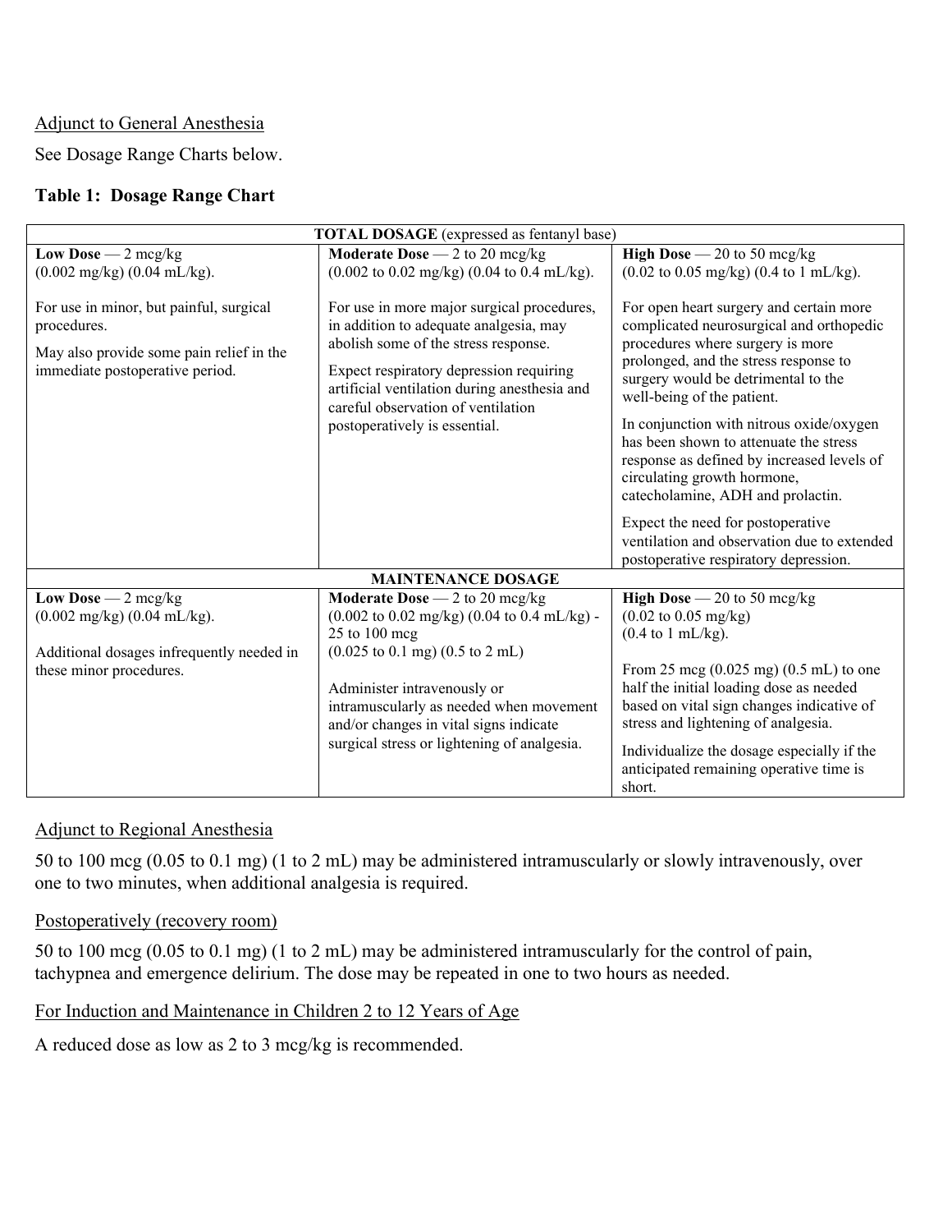Adjunct to General Anesthesia

See Dosage Range Charts below.

**Table 1: Dosage Range Chart**

| **TOTAL DOSAGE** (expressed as fentanyl base) | | |
|---|---|---|
| **Low Dose** — 2 mcg/kg (0.002 mg/kg) (0.04 mL/kg).<br><br>For use in minor, but painful, surgical procedures.<br>May also provide some pain relief in the immediate postoperative period. | **Moderate Dose** — 2 to 20 mcg/kg (0.002 to 0.02 mg/kg) (0.04 to 0.4 mL/kg).<br><br>For use in more major surgical procedures, in addition to adequate analgesia, may abolish some of the stress response.<br>Expect respiratory depression requiring artificial ventilation during anesthesia and careful observation of ventilation postoperatively is essential. | **High Dose** — 20 to 50 mcg/kg (0.02 to 0.05 mg/kg) (0.4 to 1 mL/kg).<br><br>For open heart surgery and certain more complicated neurosurgical and orthopedic procedures where surgery is more prolonged, and the stress response to surgery would be detrimental to the well-being of the patient.<br>In conjunction with nitrous oxide/oxygen has been shown to attenuate the stress response as defined by increased levels of circulating growth hormone, catecholamine, ADH and prolactin.<br>Expect the need for postoperative ventilation and observation due to extended postoperative respiratory depression. |
| **MAINTENANCE DOSAGE** | | |
| **Low Dose** — 2 mcg/kg (0.002 mg/kg) (0.04 mL/kg).<br><br>Additional dosages infrequently needed in these minor procedures. | **Moderate Dose** — 2 to 20 mcg/kg (0.002 to 0.02 mg/kg) (0.04 to 0.4 mL/kg) - 25 to 100 mcg (0.025 to 0.1 mg) (0.5 to 2 mL)<br><br>Administer intravenously or intramuscularly as needed when movement and/or changes in vital signs indicate surgical stress or lightening of analgesia. | **High Dose** — 20 to 50 mcg/kg (0.02 to 0.05 mg/kg) (0.4 to 1 mL/kg).<br><br>From 25 mcg (0.025 mg) (0.5 mL) to one half the initial loading dose as needed based on vital sign changes indicative of stress and lightening of analgesia.<br>Individualize the dosage especially if the anticipated remaining operative time is short. |

Adjunct to Regional Anesthesia

50 to 100 mcg (0.05 to 0.1 mg) (1 to 2 mL) may be administered intramuscularly or slowly intravenously, over one to two minutes, when additional analgesia is required.

Postoperatively (recovery room)

50 to 100 mcg (0.05 to 0.1 mg) (1 to 2 mL) may be administered intramuscularly for the control of pain, tachypnea and emergence delirium. The dose may be repeated in one to two hours as needed.

For Induction and Maintenance in Children 2 to 12 Years of Age

A reduced dose as low as 2 to 3 mcg/kg is recommended.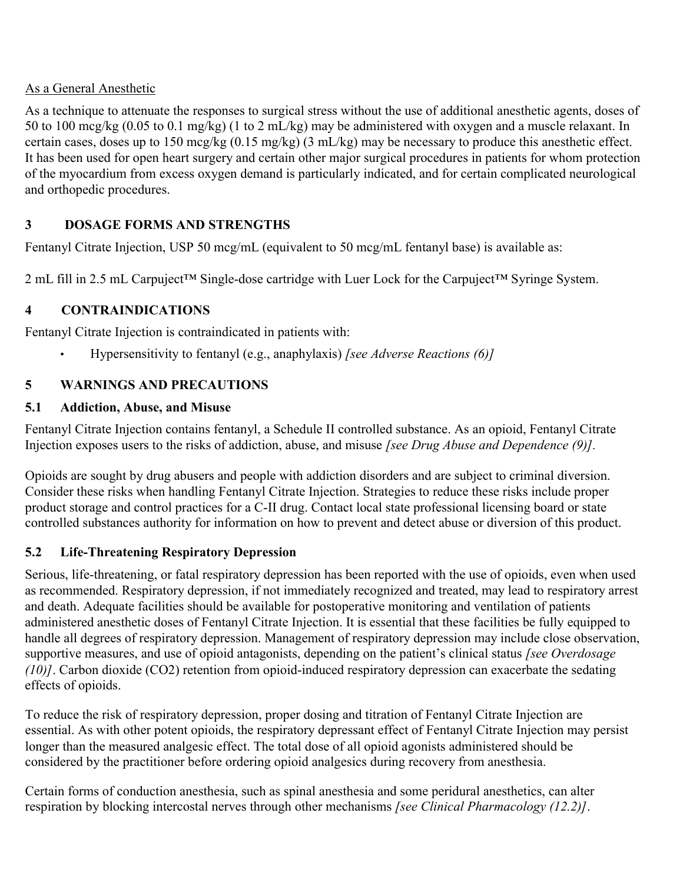<u>As a General Anesthetic</u>

As a technique to attenuate the responses to surgical stress without the use of additional anesthetic agents, doses of 50 to 100 mcg/kg (0.05 to 0.1 mg/kg) (1 to 2 mL/kg) may be administered with oxygen and a muscle relaxant. In certain cases, doses up to 150 mcg/kg (0.15 mg/kg) (3 mL/kg) may be necessary to produce this anesthetic effect. It has been used for open heart surgery and certain other major surgical procedures in patients for whom protection of the myocardium from excess oxygen demand is particularly indicated, and for certain complicated neurological and orthopedic procedures.

## 3 DOSAGE FORMS AND STRENGTHS

Fentanyl Citrate Injection, USP 50 mcg/mL (equivalent to 50 mcg/mL fentanyl base) is available as:

2 mL fill in 2.5 mL Carpuject™ Single-dose cartridge with Luer Lock for the Carpuject™ Syringe System.

## 4 CONTRAINDICATIONS

Fentanyl Citrate Injection is contraindicated in patients with:

- Hypersensitivity to fentanyl (e.g., anaphylaxis) *[see Adverse Reactions (6)]*

## 5 WARNINGS AND PRECAUTIONS

### 5.1 Addiction, Abuse, and Misuse

Fentanyl Citrate Injection contains fentanyl, a Schedule II controlled substance. As an opioid, Fentanyl Citrate Injection exposes users to the risks of addiction, abuse, and misuse *[see Drug Abuse and Dependence (9)]*.

Opioids are sought by drug abusers and people with addiction disorders and are subject to criminal diversion. Consider these risks when handling Fentanyl Citrate Injection. Strategies to reduce these risks include proper product storage and control practices for a C-II drug. Contact local state professional licensing board or state controlled substances authority for information on how to prevent and detect abuse or diversion of this product.

### 5.2 Life-Threatening Respiratory Depression

Serious, life-threatening, or fatal respiratory depression has been reported with the use of opioids, even when used as recommended. Respiratory depression, if not immediately recognized and treated, may lead to respiratory arrest and death. Adequate facilities should be available for postoperative monitoring and ventilation of patients administered anesthetic doses of Fentanyl Citrate Injection. It is essential that these facilities be fully equipped to handle all degrees of respiratory depression. Management of respiratory depression may include close observation, supportive measures, and use of opioid antagonists, depending on the patient's clinical status *[see Overdosage (10)]*. Carbon dioxide ($CO_2$) retention from opioid-induced respiratory depression can exacerbate the sedating effects of opioids.

To reduce the risk of respiratory depression, proper dosing and titration of Fentanyl Citrate Injection are essential. As with other potent opioids, the respiratory depressant effect of Fentanyl Citrate Injection may persist longer than the measured analgesic effect. The total dose of all opioid agonists administered should be considered by the practitioner before ordering opioid analgesics during recovery from anesthesia.

Certain forms of conduction anesthesia, such as spinal anesthesia and some peridural anesthetics, can alter respiration by blocking intercostal nerves through other mechanisms *[see Clinical Pharmacology (12.2)]*.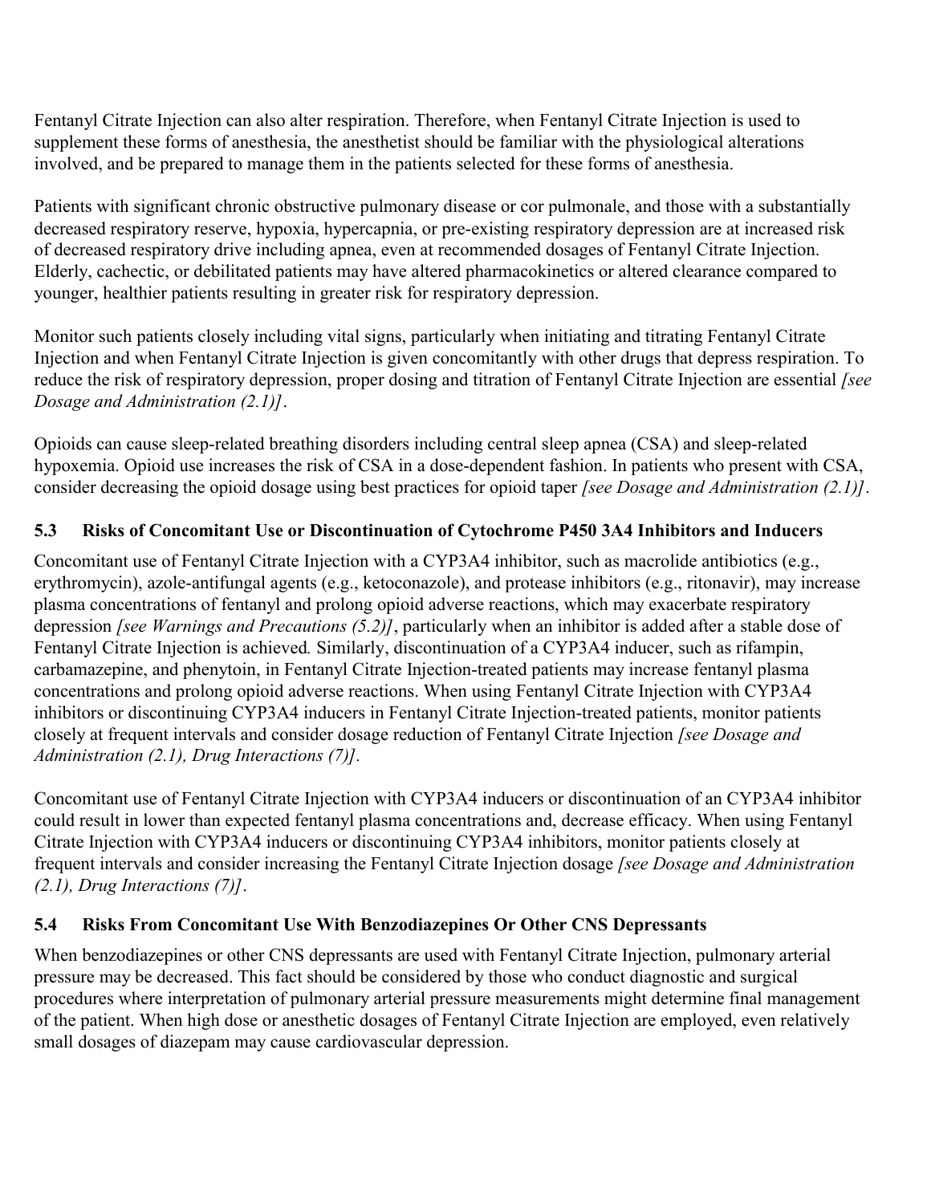Fentanyl Citrate Injection can also alter respiration. Therefore, when Fentanyl Citrate Injection is used to supplement these forms of anesthesia, the anesthetist should be familiar with the physiological alterations involved, and be prepared to manage them in the patients selected for these forms of anesthesia.

Patients with significant chronic obstructive pulmonary disease or cor pulmonale, and those with a substantially decreased respiratory reserve, hypoxia, hypercapnia, or pre-existing respiratory depression are at increased risk of decreased respiratory drive including apnea, even at recommended dosages of Fentanyl Citrate Injection. Elderly, cachectic, or debilitated patients may have altered pharmacokinetics or altered clearance compared to younger, healthier patients resulting in greater risk for respiratory depression.

Monitor such patients closely including vital signs, particularly when initiating and titrating Fentanyl Citrate Injection and when Fentanyl Citrate Injection is given concomitantly with other drugs that depress respiration. To reduce the risk of respiratory depression, proper dosing and titration of Fentanyl Citrate Injection are essential *[see Dosage and Administration (2.1)]*.

Opioids can cause sleep-related breathing disorders including central sleep apnea (CSA) and sleep-related hypoxemia. Opioid use increases the risk of CSA in a dose-dependent fashion. In patients who present with CSA, consider decreasing the opioid dosage using best practices for opioid taper *[see Dosage and Administration (2.1)]*.

### 5.3 Risks of Concomitant Use or Discontinuation of Cytochrome P450 3A4 Inhibitors and Inducers

Concomitant use of Fentanyl Citrate Injection with a CYP3A4 inhibitor, such as macrolide antibiotics (e.g., erythromycin), azole-antifungal agents (e.g., ketoconazole), and protease inhibitors (e.g., ritonavir), may increase plasma concentrations of fentanyl and prolong opioid adverse reactions, which may exacerbate respiratory depression *[see Warnings and Precautions (5.2)]*, particularly when an inhibitor is added after a stable dose of Fentanyl Citrate Injection is achieved. Similarly, discontinuation of a CYP3A4 inducer, such as rifampin, carbamazepine, and phenytoin, in Fentanyl Citrate Injection-treated patients may increase fentanyl plasma concentrations and prolong opioid adverse reactions. When using Fentanyl Citrate Injection with CYP3A4 inhibitors or discontinuing CYP3A4 inducers in Fentanyl Citrate Injection-treated patients, monitor patients closely at frequent intervals and consider dosage reduction of Fentanyl Citrate Injection *[see Dosage and Administration (2.1), Drug Interactions (7)]*.

Concomitant use of Fentanyl Citrate Injection with CYP3A4 inducers or discontinuation of an CYP3A4 inhibitor could result in lower than expected fentanyl plasma concentrations and, decrease efficacy. When using Fentanyl Citrate Injection with CYP3A4 inducers or discontinuing CYP3A4 inhibitors, monitor patients closely at frequent intervals and consider increasing the Fentanyl Citrate Injection dosage *[see Dosage and Administration (2.1), Drug Interactions (7)]*.

### 5.4 Risks From Concomitant Use With Benzodiazepines Or Other CNS Depressants

When benzodiazepines or other CNS depressants are used with Fentanyl Citrate Injection, pulmonary arterial pressure may be decreased. This fact should be considered by those who conduct diagnostic and surgical procedures where interpretation of pulmonary arterial pressure measurements might determine final management of the patient. When high dose or anesthetic dosages of Fentanyl Citrate Injection are employed, even relatively small dosages of diazepam may cause cardiovascular depression.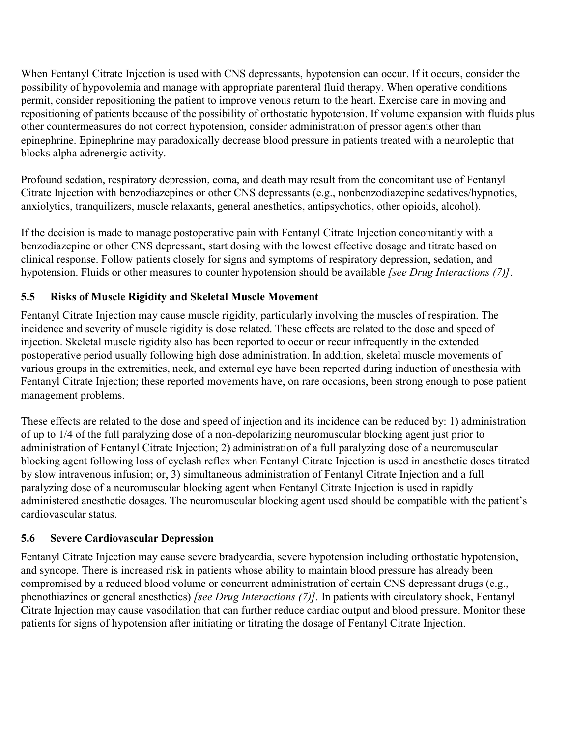When Fentanyl Citrate Injection is used with CNS depressants, hypotension can occur. If it occurs, consider the possibility of hypovolemia and manage with appropriate parenteral fluid therapy. When operative conditions permit, consider repositioning the patient to improve venous return to the heart. Exercise care in moving and repositioning of patients because of the possibility of orthostatic hypotension. If volume expansion with fluids plus other countermeasures do not correct hypotension, consider administration of pressor agents other than epinephrine. Epinephrine may paradoxically decrease blood pressure in patients treated with a neuroleptic that blocks alpha adrenergic activity.

Profound sedation, respiratory depression, coma, and death may result from the concomitant use of Fentanyl Citrate Injection with benzodiazepines or other CNS depressants (e.g., nonbenzodiazepine sedatives/hypnotics, anxiolytics, tranquilizers, muscle relaxants, general anesthetics, antipsychotics, other opioids, alcohol).

If the decision is made to manage postoperative pain with Fentanyl Citrate Injection concomitantly with a benzodiazepine or other CNS depressant, start dosing with the lowest effective dosage and titrate based on clinical response. Follow patients closely for signs and symptoms of respiratory depression, sedation, and hypotension. Fluids or other measures to counter hypotension should be available *[see Drug Interactions (7)]*.

### 5.5 Risks of Muscle Rigidity and Skeletal Muscle Movement

Fentanyl Citrate Injection may cause muscle rigidity, particularly involving the muscles of respiration. The incidence and severity of muscle rigidity is dose related. These effects are related to the dose and speed of injection. Skeletal muscle rigidity also has been reported to occur or recur infrequently in the extended postoperative period usually following high dose administration. In addition, skeletal muscle movements of various groups in the extremities, neck, and external eye have been reported during induction of anesthesia with Fentanyl Citrate Injection; these reported movements have, on rare occasions, been strong enough to pose patient management problems.

These effects are related to the dose and speed of injection and its incidence can be reduced by: 1) administration of up to 1/4 of the full paralyzing dose of a non-depolarizing neuromuscular blocking agent just prior to administration of Fentanyl Citrate Injection; 2) administration of a full paralyzing dose of a neuromuscular blocking agent following loss of eyelash reflex when Fentanyl Citrate Injection is used in anesthetic doses titrated by slow intravenous infusion; or, 3) simultaneous administration of Fentanyl Citrate Injection and a full paralyzing dose of a neuromuscular blocking agent when Fentanyl Citrate Injection is used in rapidly administered anesthetic dosages. The neuromuscular blocking agent used should be compatible with the patient's cardiovascular status.

### 5.6 Severe Cardiovascular Depression

Fentanyl Citrate Injection may cause severe bradycardia, severe hypotension including orthostatic hypotension, and syncope. There is increased risk in patients whose ability to maintain blood pressure has already been compromised by a reduced blood volume or concurrent administration of certain CNS depressant drugs (e.g., phenothiazines or general anesthetics) *[see Drug Interactions (7)]*. In patients with circulatory shock, Fentanyl Citrate Injection may cause vasodilation that can further reduce cardiac output and blood pressure. Monitor these patients for signs of hypotension after initiating or titrating the dosage of Fentanyl Citrate Injection.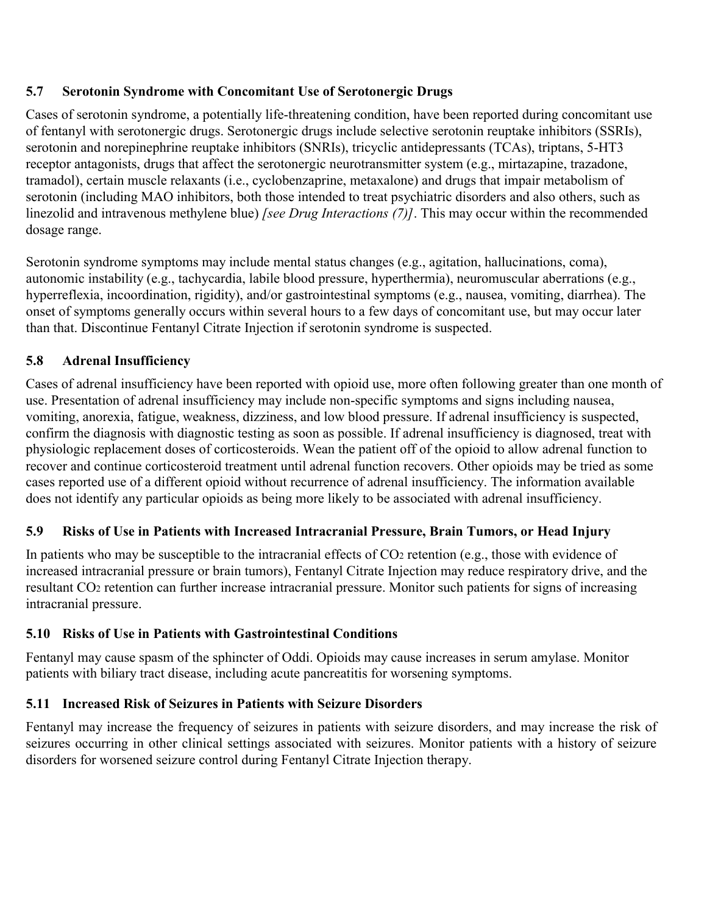### 5.7 Serotonin Syndrome with Concomitant Use of Serotonergic Drugs

Cases of serotonin syndrome, a potentially life-threatening condition, have been reported during concomitant use of fentanyl with serotonergic drugs. Serotonergic drugs include selective serotonin reuptake inhibitors (SSRIs), serotonin and norepinephrine reuptake inhibitors (SNRIs), tricyclic antidepressants (TCAs), triptans, 5-HT3 receptor antagonists, drugs that affect the serotonergic neurotransmitter system (e.g., mirtazapine, trazadone, tramadol), certain muscle relaxants (i.e., cyclobenzaprine, metaxalone) and drugs that impair metabolism of serotonin (including MAO inhibitors, both those intended to treat psychiatric disorders and also others, such as linezolid and intravenous methylene blue) *[see Drug Interactions (7)]*. This may occur within the recommended dosage range.

Serotonin syndrome symptoms may include mental status changes (e.g., agitation, hallucinations, coma), autonomic instability (e.g., tachycardia, labile blood pressure, hyperthermia), neuromuscular aberrations (e.g., hyperreflexia, incoordination, rigidity), and/or gastrointestinal symptoms (e.g., nausea, vomiting, diarrhea). The onset of symptoms generally occurs within several hours to a few days of concomitant use, but may occur later than that. Discontinue Fentanyl Citrate Injection if serotonin syndrome is suspected.

### 5.8 Adrenal Insufficiency

Cases of adrenal insufficiency have been reported with opioid use, more often following greater than one month of use. Presentation of adrenal insufficiency may include non-specific symptoms and signs including nausea, vomiting, anorexia, fatigue, weakness, dizziness, and low blood pressure. If adrenal insufficiency is suspected, confirm the diagnosis with diagnostic testing as soon as possible. If adrenal insufficiency is diagnosed, treat with physiologic replacement doses of corticosteroids. Wean the patient off of the opioid to allow adrenal function to recover and continue corticosteroid treatment until adrenal function recovers. Other opioids may be tried as some cases reported use of a different opioid without recurrence of adrenal insufficiency. The information available does not identify any particular opioids as being more likely to be associated with adrenal insufficiency.

### 5.9 Risks of Use in Patients with Increased Intracranial Pressure, Brain Tumors, or Head Injury

In patients who may be susceptible to the intracranial effects of $CO_2$ retention (e.g., those with evidence of increased intracranial pressure or brain tumors), Fentanyl Citrate Injection may reduce respiratory drive, and the resultant $CO_2$ retention can further increase intracranial pressure. Monitor such patients for signs of increasing intracranial pressure.

### 5.10 Risks of Use in Patients with Gastrointestinal Conditions

Fentanyl may cause spasm of the sphincter of Oddi. Opioids may cause increases in serum amylase. Monitor patients with biliary tract disease, including acute pancreatitis for worsening symptoms.

### 5.11 Increased Risk of Seizures in Patients with Seizure Disorders

Fentanyl may increase the frequency of seizures in patients with seizure disorders, and may increase the risk of seizures occurring in other clinical settings associated with seizures. Monitor patients with a history of seizure disorders for worsened seizure control during Fentanyl Citrate Injection therapy.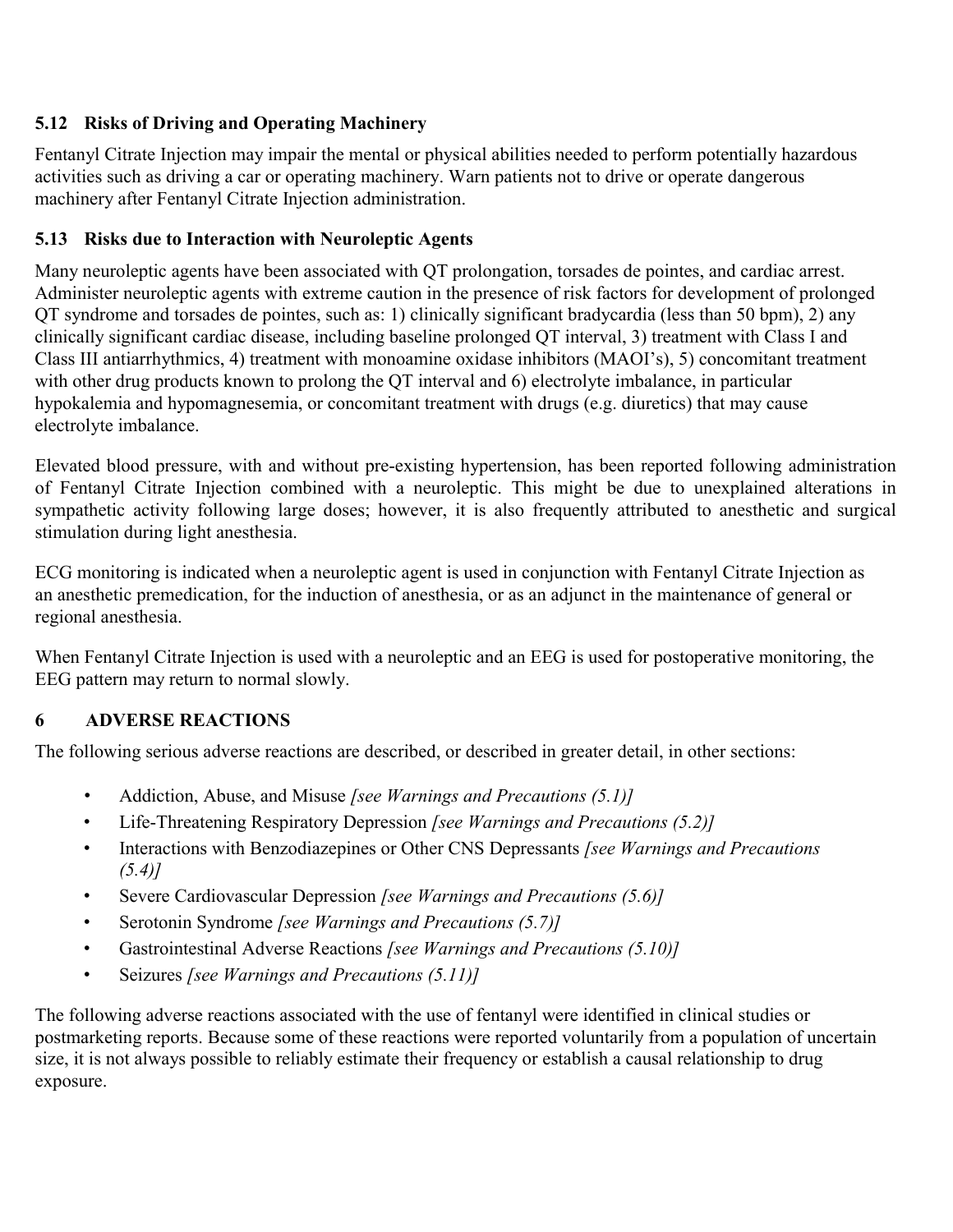### 5.12 Risks of Driving and Operating Machinery

Fentanyl Citrate Injection may impair the mental or physical abilities needed to perform potentially hazardous activities such as driving a car or operating machinery. Warn patients not to drive or operate dangerous machinery after Fentanyl Citrate Injection administration.

### 5.13 Risks due to Interaction with Neuroleptic Agents

Many neuroleptic agents have been associated with QT prolongation, torsades de pointes, and cardiac arrest. Administer neuroleptic agents with extreme caution in the presence of risk factors for development of prolonged QT syndrome and torsades de pointes, such as: 1) clinically significant bradycardia (less than 50 bpm), 2) any clinically significant cardiac disease, including baseline prolonged QT interval, 3) treatment with Class I and Class III antiarrhythmics, 4) treatment with monoamine oxidase inhibitors (MAOI's), 5) concomitant treatment with other drug products known to prolong the QT interval and 6) electrolyte imbalance, in particular hypokalemia and hypomagnesemia, or concomitant treatment with drugs (e.g. diuretics) that may cause electrolyte imbalance.

Elevated blood pressure, with and without pre-existing hypertension, has been reported following administration of Fentanyl Citrate Injection combined with a neuroleptic. This might be due to unexplained alterations in sympathetic activity following large doses; however, it is also frequently attributed to anesthetic and surgical stimulation during light anesthesia.

ECG monitoring is indicated when a neuroleptic agent is used in conjunction with Fentanyl Citrate Injection as an anesthetic premedication, for the induction of anesthesia, or as an adjunct in the maintenance of general or regional anesthesia.

When Fentanyl Citrate Injection is used with a neuroleptic and an EEG is used for postoperative monitoring, the EEG pattern may return to normal slowly.

## 6 ADVERSE REACTIONS

The following serious adverse reactions are described, or described in greater detail, in other sections:

- Addiction, Abuse, and Misuse *[see Warnings and Precautions (5.1)]*
- Life-Threatening Respiratory Depression *[see Warnings and Precautions (5.2)]*
- Interactions with Benzodiazepines or Other CNS Depressants *[see Warnings and Precautions (5.4)]*
- Severe Cardiovascular Depression *[see Warnings and Precautions (5.6)]*
- Serotonin Syndrome *[see Warnings and Precautions (5.7)]*
- Gastrointestinal Adverse Reactions *[see Warnings and Precautions (5.10)]*
- Seizures *[see Warnings and Precautions (5.11)]*

The following adverse reactions associated with the use of fentanyl were identified in clinical studies or postmarketing reports. Because some of these reactions were reported voluntarily from a population of uncertain size, it is not always possible to reliably estimate their frequency or establish a causal relationship to drug exposure.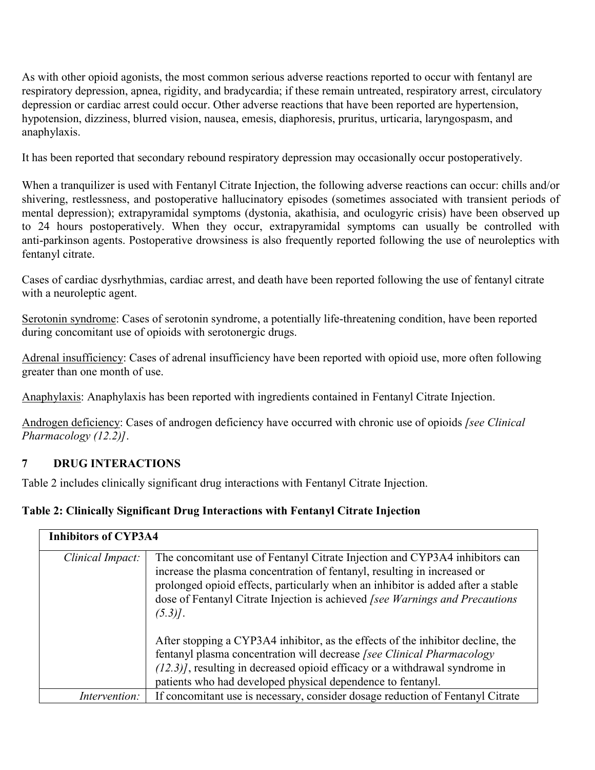As with other opioid agonists, the most common serious adverse reactions reported to occur with fentanyl are respiratory depression, apnea, rigidity, and bradycardia; if these remain untreated, respiratory arrest, circulatory depression or cardiac arrest could occur. Other adverse reactions that have been reported are hypertension, hypotension, dizziness, blurred vision, nausea, emesis, diaphoresis, pruritus, urticaria, laryngospasm, and anaphylaxis.

It has been reported that secondary rebound respiratory depression may occasionally occur postoperatively.

When a tranquilizer is used with Fentanyl Citrate Injection, the following adverse reactions can occur: chills and/or shivering, restlessness, and postoperative hallucinatory episodes (sometimes associated with transient periods of mental depression); extrapyramidal symptoms (dystonia, akathisia, and oculogyric crisis) have been observed up to 24 hours postoperatively. When they occur, extrapyramidal symptoms can usually be controlled with anti-parkinson agents. Postoperative drowsiness is also frequently reported following the use of neuroleptics with fentanyl citrate.

Cases of cardiac dysrhythmias, cardiac arrest, and death have been reported following the use of fentanyl citrate with a neuroleptic agent.

Serotonin syndrome: Cases of serotonin syndrome, a potentially life-threatening condition, have been reported during concomitant use of opioids with serotonergic drugs.

Adrenal insufficiency: Cases of adrenal insufficiency have been reported with opioid use, more often following greater than one month of use.

Anaphylaxis: Anaphylaxis has been reported with ingredients contained in Fentanyl Citrate Injection.

Androgen deficiency: Cases of androgen deficiency have occurred with chronic use of opioids *[see Clinical Pharmacology (12.2)]*.

## 7 DRUG INTERACTIONS

Table 2 includes clinically significant drug interactions with Fentanyl Citrate Injection.

**Table 2: Clinically Significant Drug Interactions with Fentanyl Citrate Injection**

| **Inhibitors of CYP3A4** | |
|---|---|
| *Clinical Impact:* | The concomitant use of Fentanyl Citrate Injection and CYP3A4 inhibitors can increase the plasma concentration of fentanyl, resulting in increased or prolonged opioid effects, particularly when an inhibitor is added after a stable dose of Fentanyl Citrate Injection is achieved *[see Warnings and Precautions (5.3)]*.<br><br>After stopping a CYP3A4 inhibitor, as the effects of the inhibitor decline, the fentanyl plasma concentration will decrease *[see Clinical Pharmacology (12.3)]*, resulting in decreased opioid efficacy or a withdrawal syndrome in patients who had developed physical dependence to fentanyl. |
| *Intervention:* | If concomitant use is necessary, consider dosage reduction of Fentanyl Citrate |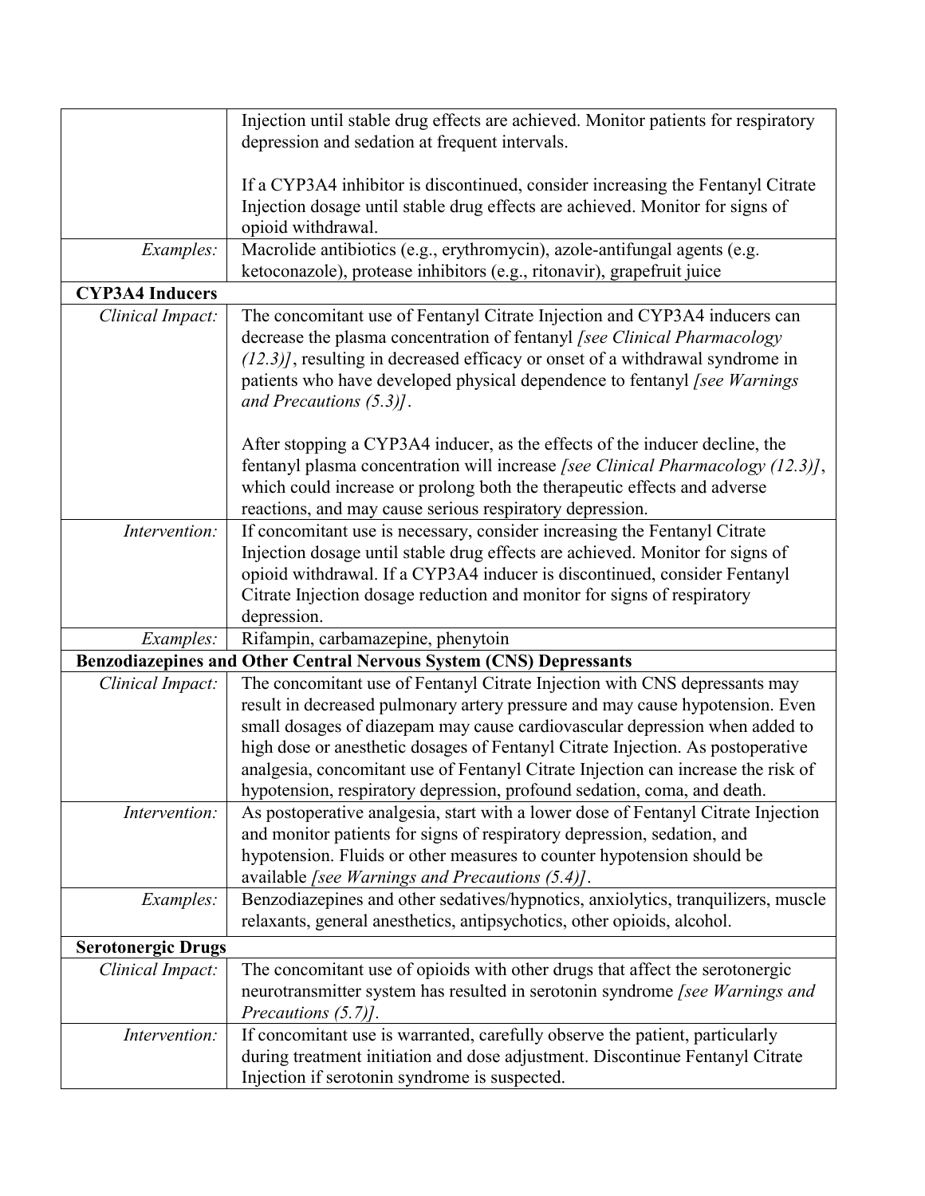| | |
|---|---|
| | Injection until stable drug effects are achieved. Monitor patients for respiratory depression and sedation at frequent intervals.<br><br>If a CYP3A4 inhibitor is discontinued, consider increasing the Fentanyl Citrate Injection dosage until stable drug effects are achieved. Monitor for signs of opioid withdrawal. |
| *Examples:* | Macrolide antibiotics (e.g., erythromycin), azole-antifungal agents (e.g. ketoconazole), protease inhibitors (e.g., ritonavir), grapefruit juice |
| **CYP3A4 Inducers** | |
| *Clinical Impact:* | The concomitant use of Fentanyl Citrate Injection and CYP3A4 inducers can decrease the plasma concentration of fentanyl *[see Clinical Pharmacology (12.3)]*, resulting in decreased efficacy or onset of a withdrawal syndrome in patients who have developed physical dependence to fentanyl *[see Warnings and Precautions (5.3)]*.<br><br>After stopping a CYP3A4 inducer, as the effects of the inducer decline, the fentanyl plasma concentration will increase *[see Clinical Pharmacology (12.3)]*, which could increase or prolong both the therapeutic effects and adverse reactions, and may cause serious respiratory depression. |
| *Intervention:* | If concomitant use is necessary, consider increasing the Fentanyl Citrate Injection dosage until stable drug effects are achieved. Monitor for signs of opioid withdrawal. If a CYP3A4 inducer is discontinued, consider Fentanyl Citrate Injection dosage reduction and monitor for signs of respiratory depression. |
| *Examples:* | Rifampin, carbamazepine, phenytoin |
| **Benzodiazepines and Other Central Nervous System (CNS) Depressants** | |
| *Clinical Impact:* | The concomitant use of Fentanyl Citrate Injection with CNS depressants may result in decreased pulmonary artery pressure and may cause hypotension. Even small dosages of diazepam may cause cardiovascular depression when added to high dose or anesthetic dosages of Fentanyl Citrate Injection. As postoperative analgesia, concomitant use of Fentanyl Citrate Injection can increase the risk of hypotension, respiratory depression, profound sedation, coma, and death. |
| *Intervention:* | As postoperative analgesia, start with a lower dose of Fentanyl Citrate Injection and monitor patients for signs of respiratory depression, sedation, and hypotension. Fluids or other measures to counter hypotension should be available *[see Warnings and Precautions (5.4)]*. |
| *Examples:* | Benzodiazepines and other sedatives/hypnotics, anxiolytics, tranquilizers, muscle relaxants, general anesthetics, antipsychotics, other opioids, alcohol. |
| **Serotonergic Drugs** | |
| *Clinical Impact:* | The concomitant use of opioids with other drugs that affect the serotonergic neurotransmitter system has resulted in serotonin syndrome *[see Warnings and Precautions (5.7)]*. |
| *Intervention:* | If concomitant use is warranted, carefully observe the patient, particularly during treatment initiation and dose adjustment. Discontinue Fentanyl Citrate Injection if serotonin syndrome is suspected. |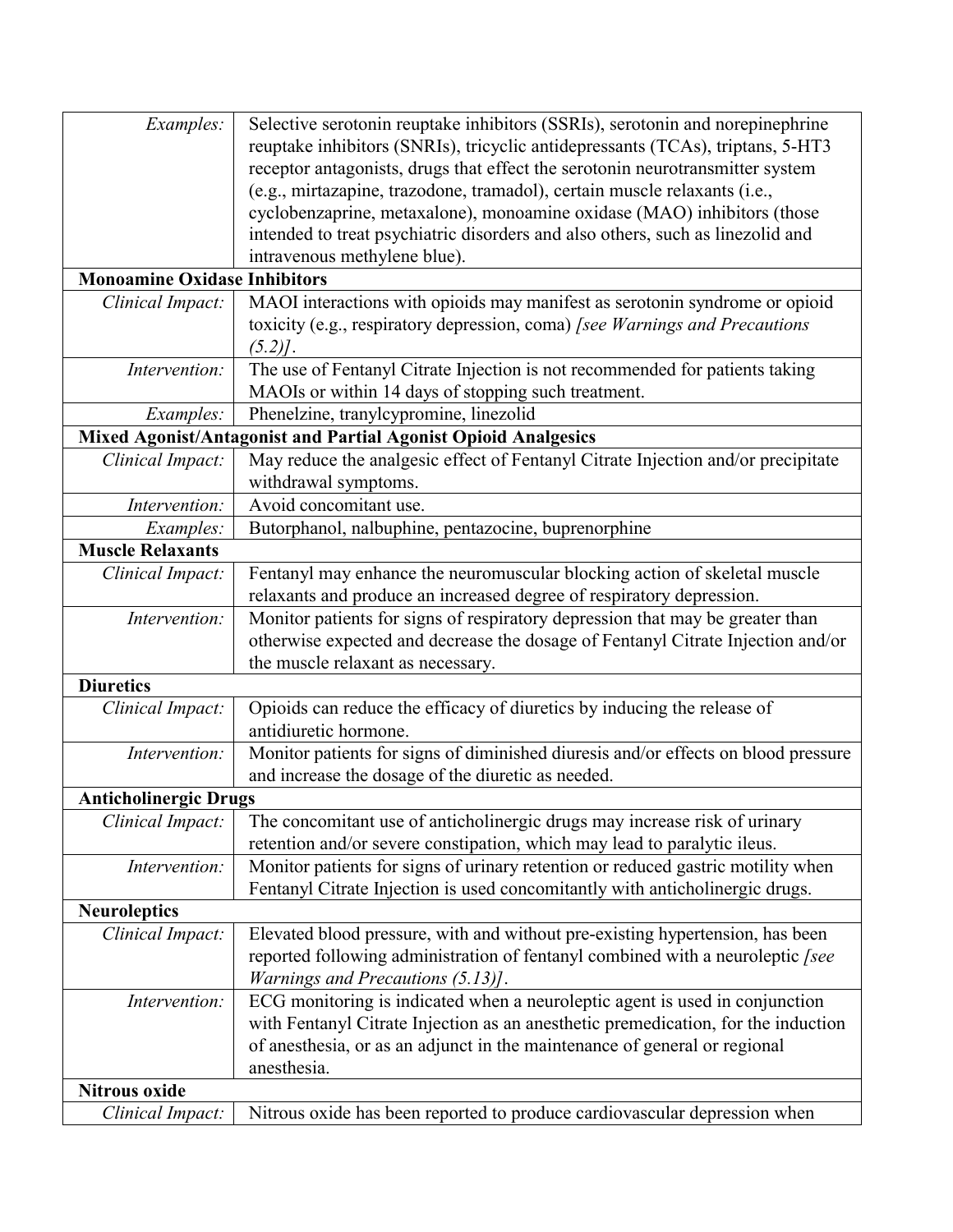| | |
|---|---|
| *Examples:* | Selective serotonin reuptake inhibitors (SSRIs), serotonin and norepinephrine reuptake inhibitors (SNRIs), tricyclic antidepressants (TCAs), triptans, 5-HT3 receptor antagonists, drugs that effect the serotonin neurotransmitter system (e.g., mirtazapine, trazodone, tramadol), certain muscle relaxants (i.e., cyclobenzaprine, metaxalone), monoamine oxidase (MAO) inhibitors (those intended to treat psychiatric disorders and also others, such as linezolid and intravenous methylene blue). |
| **Monoamine Oxidase Inhibitors** | |
| *Clinical Impact:* | MAOI interactions with opioids may manifest as serotonin syndrome or opioid toxicity (e.g., respiratory depression, coma) *[see Warnings and Precautions (5.2)]*. |
| *Intervention:* | The use of Fentanyl Citrate Injection is not recommended for patients taking MAOIs or within 14 days of stopping such treatment. |
| *Examples:* | Phenelzine, tranylcypromine, linezolid |
| **Mixed Agonist/Antagonist and Partial Agonist Opioid Analgesics** | |
| *Clinical Impact:* | May reduce the analgesic effect of Fentanyl Citrate Injection and/or precipitate withdrawal symptoms. |
| *Intervention:* | Avoid concomitant use. |
| *Examples:* | Butorphanol, nalbuphine, pentazocine, buprenorphine |
| **Muscle Relaxants** | |
| *Clinical Impact:* | Fentanyl may enhance the neuromuscular blocking action of skeletal muscle relaxants and produce an increased degree of respiratory depression. |
| *Intervention:* | Monitor patients for signs of respiratory depression that may be greater than otherwise expected and decrease the dosage of Fentanyl Citrate Injection and/or the muscle relaxant as necessary. |
| **Diuretics** | |
| *Clinical Impact:* | Opioids can reduce the efficacy of diuretics by inducing the release of antidiuretic hormone. |
| *Intervention:* | Monitor patients for signs of diminished diuresis and/or effects on blood pressure and increase the dosage of the diuretic as needed. |
| **Anticholinergic Drugs** | |
| *Clinical Impact:* | The concomitant use of anticholinergic drugs may increase risk of urinary retention and/or severe constipation, which may lead to paralytic ileus. |
| *Intervention:* | Monitor patients for signs of urinary retention or reduced gastric motility when Fentanyl Citrate Injection is used concomitantly with anticholinergic drugs. |
| **Neuroleptics** | |
| *Clinical Impact:* | Elevated blood pressure, with and without pre-existing hypertension, has been reported following administration of fentanyl combined with a neuroleptic *[see Warnings and Precautions (5.13)]*. |
| *Intervention:* | ECG monitoring is indicated when a neuroleptic agent is used in conjunction with Fentanyl Citrate Injection as an anesthetic premedication, for the induction of anesthesia, or as an adjunct in the maintenance of general or regional anesthesia. |
| **Nitrous oxide** | |
| *Clinical Impact:* | Nitrous oxide has been reported to produce cardiovascular depression when |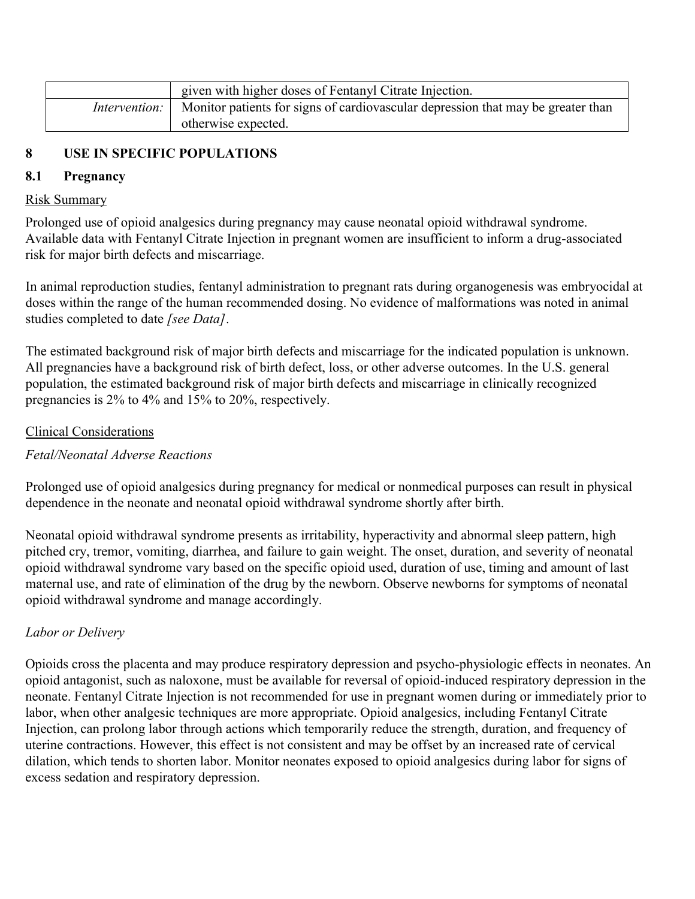|  | given with higher doses of Fentanyl Citrate Injection. |
| --- | --- |
| *Intervention:* | Monitor patients for signs of cardiovascular depression that may be greater than otherwise expected. |

## 8 USE IN SPECIFIC POPULATIONS

### 8.1 Pregnancy

Risk Summary

Prolonged use of opioid analgesics during pregnancy may cause neonatal opioid withdrawal syndrome. Available data with Fentanyl Citrate Injection in pregnant women are insufficient to inform a drug-associated risk for major birth defects and miscarriage.

In animal reproduction studies, fentanyl administration to pregnant rats during organogenesis was embryocidal at doses within the range of the human recommended dosing. No evidence of malformations was noted in animal studies completed to date *[see Data]*.

The estimated background risk of major birth defects and miscarriage for the indicated population is unknown. All pregnancies have a background risk of birth defect, loss, or other adverse outcomes. In the U.S. general population, the estimated background risk of major birth defects and miscarriage in clinically recognized pregnancies is 2% to 4% and 15% to 20%, respectively.

Clinical Considerations

*Fetal/Neonatal Adverse Reactions*

Prolonged use of opioid analgesics during pregnancy for medical or nonmedical purposes can result in physical dependence in the neonate and neonatal opioid withdrawal syndrome shortly after birth.

Neonatal opioid withdrawal syndrome presents as irritability, hyperactivity and abnormal sleep pattern, high pitched cry, tremor, vomiting, diarrhea, and failure to gain weight. The onset, duration, and severity of neonatal opioid withdrawal syndrome vary based on the specific opioid used, duration of use, timing and amount of last maternal use, and rate of elimination of the drug by the newborn. Observe newborns for symptoms of neonatal opioid withdrawal syndrome and manage accordingly.

*Labor or Delivery*

Opioids cross the placenta and may produce respiratory depression and psycho-physiologic effects in neonates. An opioid antagonist, such as naloxone, must be available for reversal of opioid-induced respiratory depression in the neonate. Fentanyl Citrate Injection is not recommended for use in pregnant women during or immediately prior to labor, when other analgesic techniques are more appropriate. Opioid analgesics, including Fentanyl Citrate Injection, can prolong labor through actions which temporarily reduce the strength, duration, and frequency of uterine contractions. However, this effect is not consistent and may be offset by an increased rate of cervical dilation, which tends to shorten labor. Monitor neonates exposed to opioid analgesics during labor for signs of excess sedation and respiratory depression.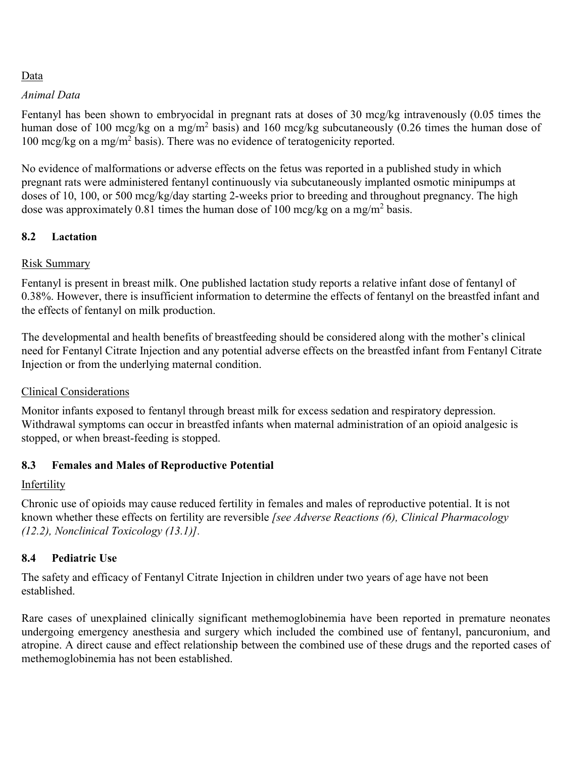Data

*Animal Data*

Fentanyl has been shown to embryocidal in pregnant rats at doses of 30 mcg/kg intravenously (0.05 times the human dose of 100 mcg/kg on a $mg/m^2$ basis) and 160 mcg/kg subcutaneously (0.26 times the human dose of 100 mcg/kg on a $mg/m^2$ basis). There was no evidence of teratogenicity reported.

No evidence of malformations or adverse effects on the fetus was reported in a published study in which pregnant rats were administered fentanyl continuously via subcutaneously implanted osmotic minipumps at doses of 10, 100, or 500 mcg/kg/day starting 2-weeks prior to breeding and throughout pregnancy. The high dose was approximately 0.81 times the human dose of 100 mcg/kg on a $mg/m^2$ basis.

### 8.2 Lactation

Risk Summary

Fentanyl is present in breast milk. One published lactation study reports a relative infant dose of fentanyl of 0.38%. However, there is insufficient information to determine the effects of fentanyl on the breastfed infant and the effects of fentanyl on milk production.

The developmental and health benefits of breastfeeding should be considered along with the mother's clinical need for Fentanyl Citrate Injection and any potential adverse effects on the breastfed infant from Fentanyl Citrate Injection or from the underlying maternal condition.

Clinical Considerations

Monitor infants exposed to fentanyl through breast milk for excess sedation and respiratory depression. Withdrawal symptoms can occur in breastfed infants when maternal administration of an opioid analgesic is stopped, or when breast-feeding is stopped.

### 8.3 Females and Males of Reproductive Potential

Infertility

Chronic use of opioids may cause reduced fertility in females and males of reproductive potential. It is not known whether these effects on fertility are reversible *[see Adverse Reactions (6), Clinical Pharmacology (12.2), Nonclinical Toxicology (13.1)]*.

### 8.4 Pediatric Use

The safety and efficacy of Fentanyl Citrate Injection in children under two years of age have not been established.

Rare cases of unexplained clinically significant methemoglobinemia have been reported in premature neonates undergoing emergency anesthesia and surgery which included the combined use of fentanyl, pancuronium, and atropine. A direct cause and effect relationship between the combined use of these drugs and the reported cases of methemoglobinemia has not been established.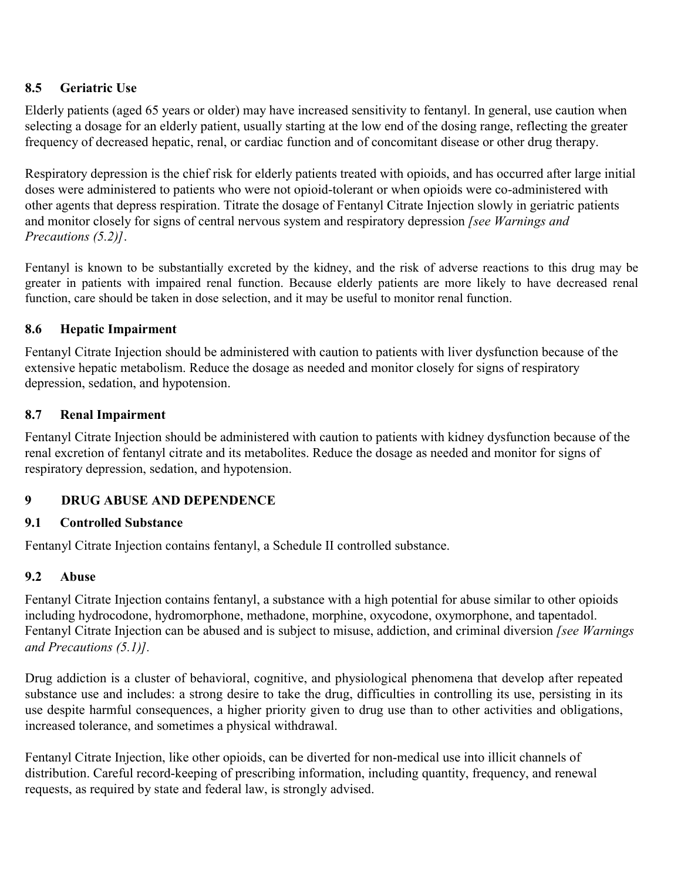### 8.5 Geriatric Use

Elderly patients (aged 65 years or older) may have increased sensitivity to fentanyl. In general, use caution when selecting a dosage for an elderly patient, usually starting at the low end of the dosing range, reflecting the greater frequency of decreased hepatic, renal, or cardiac function and of concomitant disease or other drug therapy.

Respiratory depression is the chief risk for elderly patients treated with opioids, and has occurred after large initial doses were administered to patients who were not opioid-tolerant or when opioids were co-administered with other agents that depress respiration. Titrate the dosage of Fentanyl Citrate Injection slowly in geriatric patients and monitor closely for signs of central nervous system and respiratory depression *[see Warnings and Precautions (5.2)]*.

Fentanyl is known to be substantially excreted by the kidney, and the risk of adverse reactions to this drug may be greater in patients with impaired renal function. Because elderly patients are more likely to have decreased renal function, care should be taken in dose selection, and it may be useful to monitor renal function.

### 8.6 Hepatic Impairment

Fentanyl Citrate Injection should be administered with caution to patients with liver dysfunction because of the extensive hepatic metabolism. Reduce the dosage as needed and monitor closely for signs of respiratory depression, sedation, and hypotension.

### 8.7 Renal Impairment

Fentanyl Citrate Injection should be administered with caution to patients with kidney dysfunction because of the renal excretion of fentanyl citrate and its metabolites. Reduce the dosage as needed and monitor for signs of respiratory depression, sedation, and hypotension.

## 9 DRUG ABUSE AND DEPENDENCE

### 9.1 Controlled Substance

Fentanyl Citrate Injection contains fentanyl, a Schedule II controlled substance.

### 9.2 Abuse

Fentanyl Citrate Injection contains fentanyl, a substance with a high potential for abuse similar to other opioids including hydrocodone, hydromorphone, methadone, morphine, oxycodone, oxymorphone, and tapentadol. Fentanyl Citrate Injection can be abused and is subject to misuse, addiction, and criminal diversion *[see Warnings and Precautions (5.1)]*.

Drug addiction is a cluster of behavioral, cognitive, and physiological phenomena that develop after repeated substance use and includes: a strong desire to take the drug, difficulties in controlling its use, persisting in its use despite harmful consequences, a higher priority given to drug use than to other activities and obligations, increased tolerance, and sometimes a physical withdrawal.

Fentanyl Citrate Injection, like other opioids, can be diverted for non-medical use into illicit channels of distribution. Careful record-keeping of prescribing information, including quantity, frequency, and renewal requests, as required by state and federal law, is strongly advised.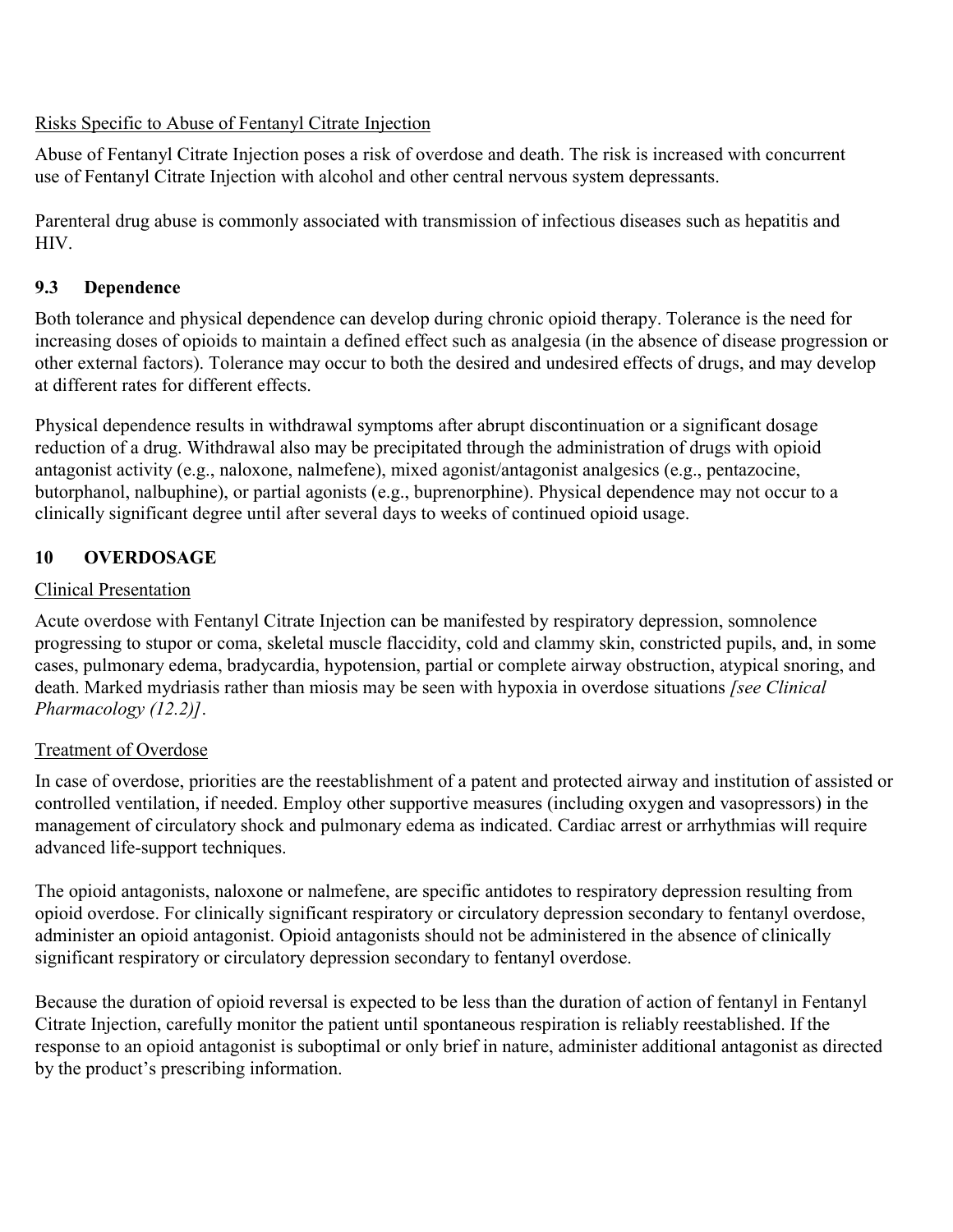Risks Specific to Abuse of Fentanyl Citrate Injection

Abuse of Fentanyl Citrate Injection poses a risk of overdose and death. The risk is increased with concurrent use of Fentanyl Citrate Injection with alcohol and other central nervous system depressants.

Parenteral drug abuse is commonly associated with transmission of infectious diseases such as hepatitis and HIV.

### 9.3 Dependence

Both tolerance and physical dependence can develop during chronic opioid therapy. Tolerance is the need for increasing doses of opioids to maintain a defined effect such as analgesia (in the absence of disease progression or other external factors). Tolerance may occur to both the desired and undesired effects of drugs, and may develop at different rates for different effects.

Physical dependence results in withdrawal symptoms after abrupt discontinuation or a significant dosage reduction of a drug. Withdrawal also may be precipitated through the administration of drugs with opioid antagonist activity (e.g., naloxone, nalmefene), mixed agonist/antagonist analgesics (e.g., pentazocine, butorphanol, nalbuphine), or partial agonists (e.g., buprenorphine). Physical dependence may not occur to a clinically significant degree until after several days to weeks of continued opioid usage.

## 10 OVERDOSAGE

Clinical Presentation

Acute overdose with Fentanyl Citrate Injection can be manifested by respiratory depression, somnolence progressing to stupor or coma, skeletal muscle flaccidity, cold and clammy skin, constricted pupils, and, in some cases, pulmonary edema, bradycardia, hypotension, partial or complete airway obstruction, atypical snoring, and death. Marked mydriasis rather than miosis may be seen with hypoxia in overdose situations *[see Clinical Pharmacology (12.2)]*.

Treatment of Overdose

In case of overdose, priorities are the reestablishment of a patent and protected airway and institution of assisted or controlled ventilation, if needed. Employ other supportive measures (including oxygen and vasopressors) in the management of circulatory shock and pulmonary edema as indicated. Cardiac arrest or arrhythmias will require advanced life-support techniques.

The opioid antagonists, naloxone or nalmefene, are specific antidotes to respiratory depression resulting from opioid overdose. For clinically significant respiratory or circulatory depression secondary to fentanyl overdose, administer an opioid antagonist. Opioid antagonists should not be administered in the absence of clinically significant respiratory or circulatory depression secondary to fentanyl overdose.

Because the duration of opioid reversal is expected to be less than the duration of action of fentanyl in Fentanyl Citrate Injection, carefully monitor the patient until spontaneous respiration is reliably reestablished. If the response to an opioid antagonist is suboptimal or only brief in nature, administer additional antagonist as directed by the product's prescribing information.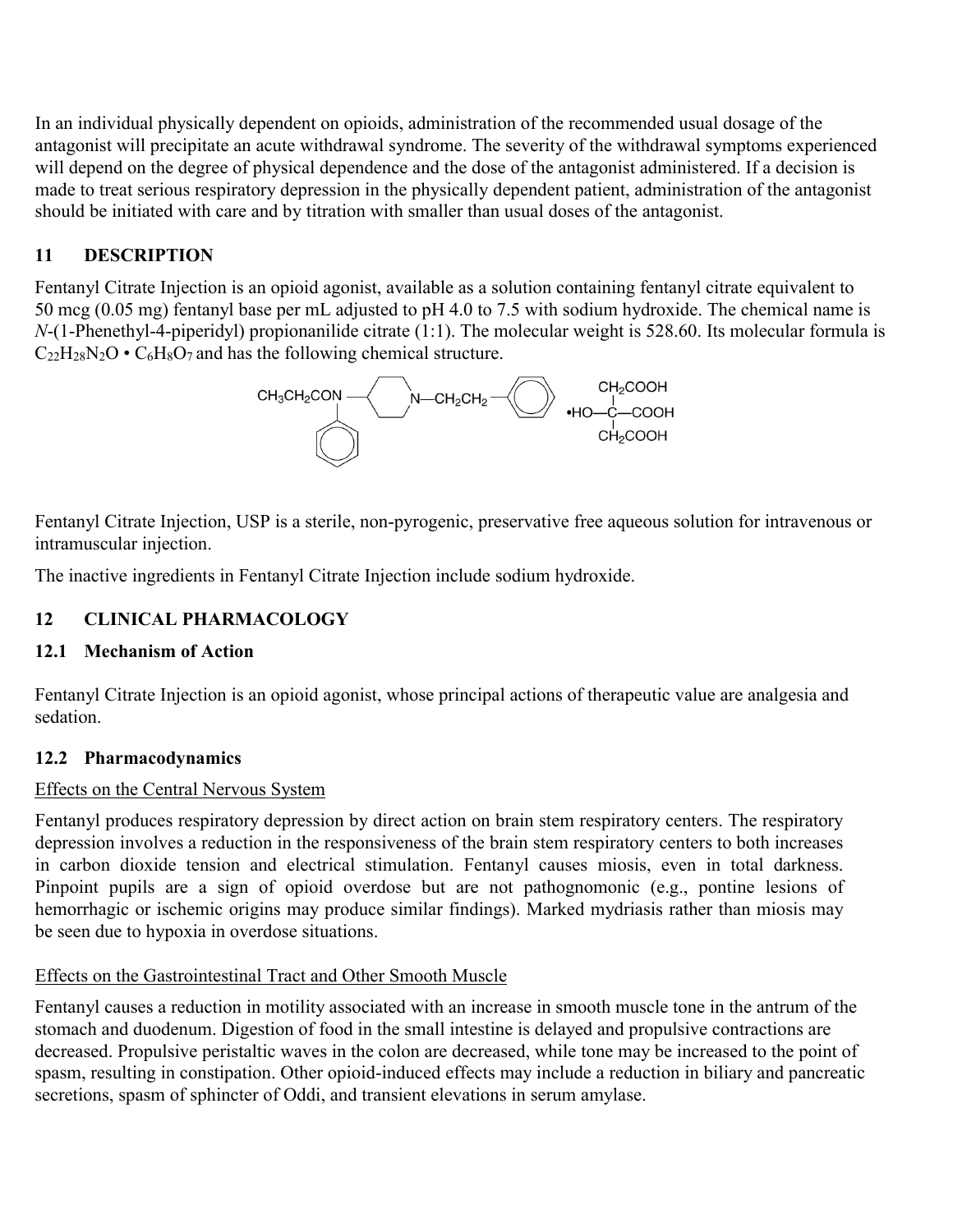In an individual physically dependent on opioids, administration of the recommended usual dosage of the antagonist will precipitate an acute withdrawal syndrome. The severity of the withdrawal symptoms experienced will depend on the degree of physical dependence and the dose of the antagonist administered. If a decision is made to treat serious respiratory depression in the physically dependent patient, administration of the antagonist should be initiated with care and by titration with smaller than usual doses of the antagonist.

## 11 DESCRIPTION

Fentanyl Citrate Injection is an opioid agonist, available as a solution containing fentanyl citrate equivalent to 50 mcg (0.05 mg) fentanyl base per mL adjusted to pH 4.0 to 7.5 with sodium hydroxide. The chemical name is *N*-(1-Phenethyl-4-piperidyl) propionanilide citrate (1:1). The molecular weight is 528.60. Its molecular formula is $C_{22}H_{28}N_2O \cdot C_6H_8O_7$ and has the following chemical structure.

Fentanyl Citrate Injection, USP is a sterile, non-pyrogenic, preservative free aqueous solution for intravenous or intramuscular injection.

The inactive ingredients in Fentanyl Citrate Injection include sodium hydroxide.

## 12 CLINICAL PHARMACOLOGY

### 12.1 Mechanism of Action

Fentanyl Citrate Injection is an opioid agonist, whose principal actions of therapeutic value are analgesia and sedation.

### 12.2 Pharmacodynamics

Effects on the Central Nervous System

Fentanyl produces respiratory depression by direct action on brain stem respiratory centers. The respiratory depression involves a reduction in the responsiveness of the brain stem respiratory centers to both increases in carbon dioxide tension and electrical stimulation. Fentanyl causes miosis, even in total darkness. Pinpoint pupils are a sign of opioid overdose but are not pathognomonic (e.g., pontine lesions of hemorrhagic or ischemic origins may produce similar findings). Marked mydriasis rather than miosis may be seen due to hypoxia in overdose situations.

Effects on the Gastrointestinal Tract and Other Smooth Muscle

Fentanyl causes a reduction in motility associated with an increase in smooth muscle tone in the antrum of the stomach and duodenum. Digestion of food in the small intestine is delayed and propulsive contractions are decreased. Propulsive peristaltic waves in the colon are decreased, while tone may be increased to the point of spasm, resulting in constipation. Other opioid-induced effects may include a reduction in biliary and pancreatic secretions, spasm of sphincter of Oddi, and transient elevations in serum amylase.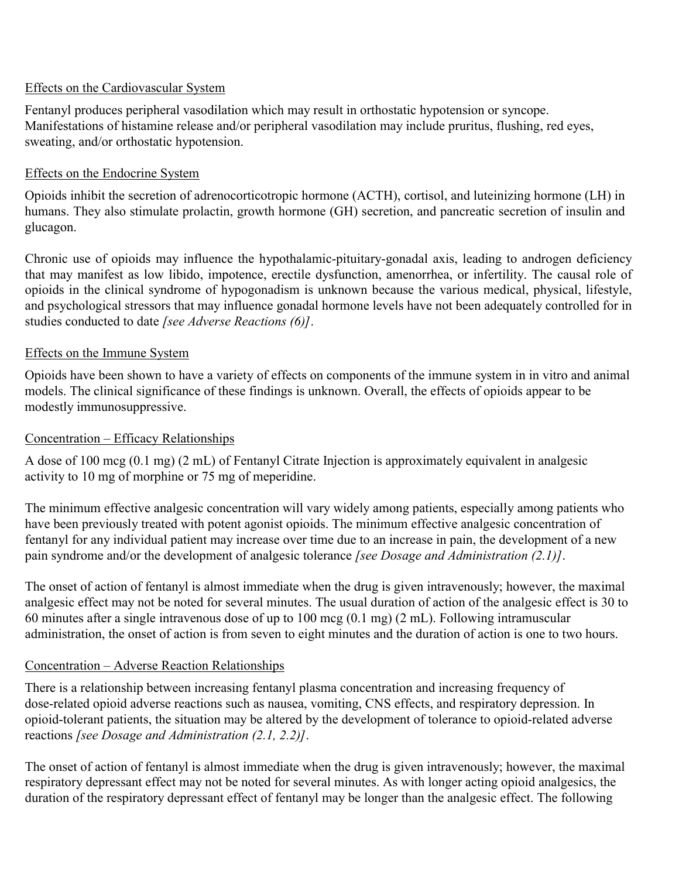### Effects on the Cardiovascular System

Fentanyl produces peripheral vasodilation which may result in orthostatic hypotension or syncope. Manifestations of histamine release and/or peripheral vasodilation may include pruritus, flushing, red eyes, sweating, and/or orthostatic hypotension.

### Effects on the Endocrine System

Opioids inhibit the secretion of adrenocorticotropic hormone (ACTH), cortisol, and luteinizing hormone (LH) in humans. They also stimulate prolactin, growth hormone (GH) secretion, and pancreatic secretion of insulin and glucagon.

Chronic use of opioids may influence the hypothalamic-pituitary-gonadal axis, leading to androgen deficiency that may manifest as low libido, impotence, erectile dysfunction, amenorrhea, or infertility. The causal role of opioids in the clinical syndrome of hypogonadism is unknown because the various medical, physical, lifestyle, and psychological stressors that may influence gonadal hormone levels have not been adequately controlled for in studies conducted to date *[see Adverse Reactions (6)]*.

### Effects on the Immune System

Opioids have been shown to have a variety of effects on components of the immune system in in vitro and animal models. The clinical significance of these findings is unknown. Overall, the effects of opioids appear to be modestly immunosuppressive.

### Concentration – Efficacy Relationships

A dose of 100 mcg (0.1 mg) (2 mL) of Fentanyl Citrate Injection is approximately equivalent in analgesic activity to 10 mg of morphine or 75 mg of meperidine.

The minimum effective analgesic concentration will vary widely among patients, especially among patients who have been previously treated with potent agonist opioids. The minimum effective analgesic concentration of fentanyl for any individual patient may increase over time due to an increase in pain, the development of a new pain syndrome and/or the development of analgesic tolerance *[see Dosage and Administration (2.1)]*.

The onset of action of fentanyl is almost immediate when the drug is given intravenously; however, the maximal analgesic effect may not be noted for several minutes. The usual duration of action of the analgesic effect is 30 to 60 minutes after a single intravenous dose of up to 100 mcg (0.1 mg) (2 mL). Following intramuscular administration, the onset of action is from seven to eight minutes and the duration of action is one to two hours.

### Concentration – Adverse Reaction Relationships

There is a relationship between increasing fentanyl plasma concentration and increasing frequency of dose-related opioid adverse reactions such as nausea, vomiting, CNS effects, and respiratory depression. In opioid-tolerant patients, the situation may be altered by the development of tolerance to opioid-related adverse reactions *[see Dosage and Administration (2.1, 2.2)]*.

The onset of action of fentanyl is almost immediate when the drug is given intravenously; however, the maximal respiratory depressant effect may not be noted for several minutes. As with longer acting opioid analgesics, the duration of the respiratory depressant effect of fentanyl may be longer than the analgesic effect. The following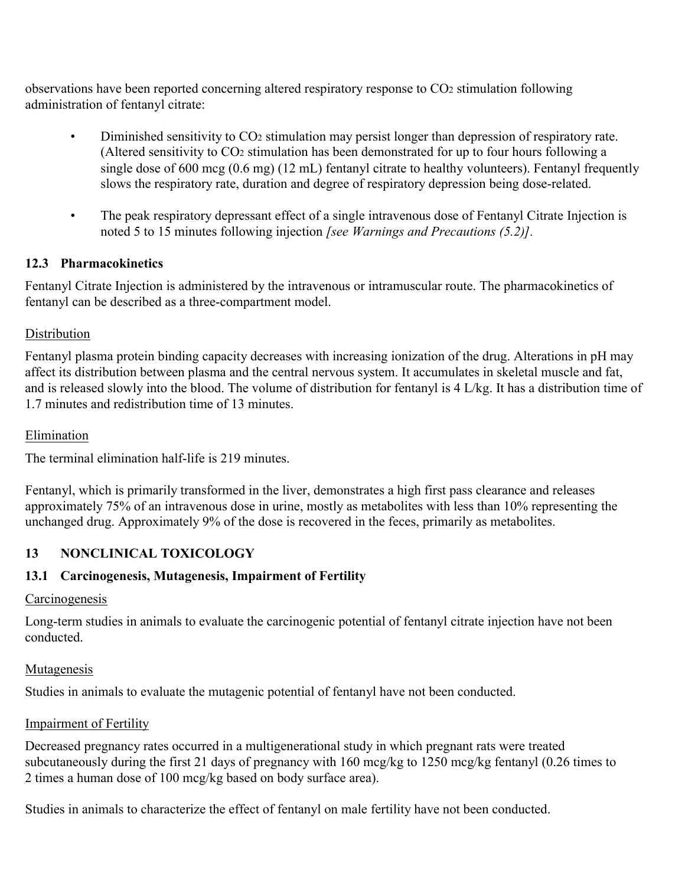observations have been reported concerning altered respiratory response to $CO_2$ stimulation following administration of fentanyl citrate:

- Diminished sensitivity to $CO_2$ stimulation may persist longer than depression of respiratory rate. (Altered sensitivity to $CO_2$ stimulation has been demonstrated for up to four hours following a single dose of 600 mcg (0.6 mg) (12 mL) fentanyl citrate to healthy volunteers). Fentanyl frequently slows the respiratory rate, duration and degree of respiratory depression being dose-related.
- The peak respiratory depressant effect of a single intravenous dose of Fentanyl Citrate Injection is noted 5 to 15 minutes following injection *[see Warnings and Precautions (5.2)]*.

### 12.3 Pharmacokinetics

Fentanyl Citrate Injection is administered by the intravenous or intramuscular route. The pharmacokinetics of fentanyl can be described as a three-compartment model.

Distribution

Fentanyl plasma protein binding capacity decreases with increasing ionization of the drug. Alterations in pH may affect its distribution between plasma and the central nervous system. It accumulates in skeletal muscle and fat, and is released slowly into the blood. The volume of distribution for fentanyl is 4 L/kg. It has a distribution time of 1.7 minutes and redistribution time of 13 minutes.

Elimination

The terminal elimination half-life is 219 minutes.

Fentanyl, which is primarily transformed in the liver, demonstrates a high first pass clearance and releases approximately 75% of an intravenous dose in urine, mostly as metabolites with less than 10% representing the unchanged drug. Approximately 9% of the dose is recovered in the feces, primarily as metabolites.

## 13 NONCLINICAL TOXICOLOGY

### 13.1 Carcinogenesis, Mutagenesis, Impairment of Fertility

Carcinogenesis

Long-term studies in animals to evaluate the carcinogenic potential of fentanyl citrate injection have not been conducted.

Mutagenesis

Studies in animals to evaluate the mutagenic potential of fentanyl have not been conducted.

Impairment of Fertility

Decreased pregnancy rates occurred in a multigenerational study in which pregnant rats were treated subcutaneously during the first 21 days of pregnancy with 160 mcg/kg to 1250 mcg/kg fentanyl (0.26 times to 2 times a human dose of 100 mcg/kg based on body surface area).

Studies in animals to characterize the effect of fentanyl on male fertility have not been conducted.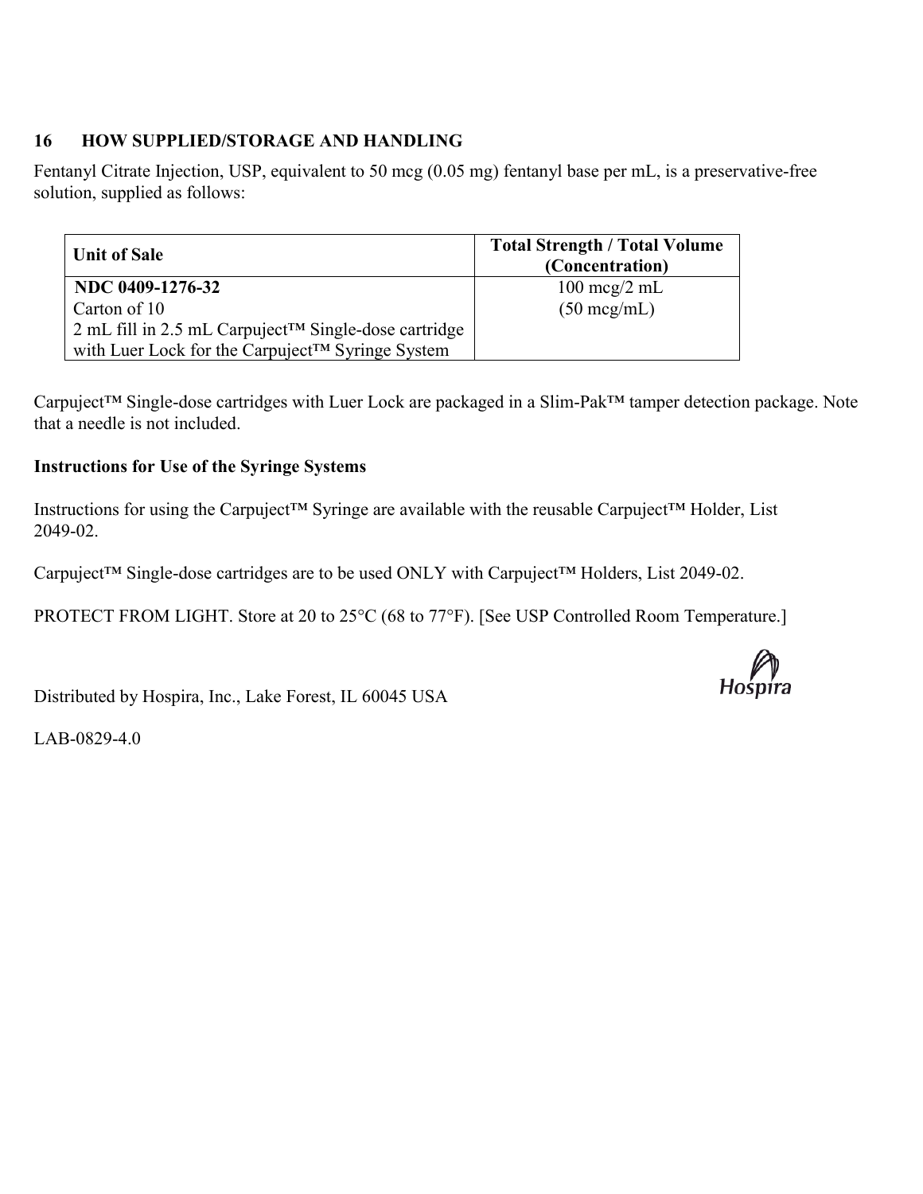## 16 HOW SUPPLIED/STORAGE AND HANDLING

Fentanyl Citrate Injection, USP, equivalent to 50 mcg (0.05 mg) fentanyl base per mL, is a preservative-free solution, supplied as follows:

| Unit of Sale | Total Strength / Total Volume (Concentration) |
|---|---|
| **NDC 0409-1276-32**<br>Carton of 10<br>2 mL fill in 2.5 mL Carpuject™ Single-dose cartridge with Luer Lock for the Carpuject™ Syringe System | 100 mcg/2 mL<br>(50 mcg/mL) |

Carpuject™ Single-dose cartridges with Luer Lock are packaged in a Slim-Pak™ tamper detection package. Note that a needle is not included.

**Instructions for Use of the Syringe Systems**

Instructions for using the Carpuject™ Syringe are available with the reusable Carpuject™ Holder, List 2049-02.

Carpuject™ Single-dose cartridges are to be used ONLY with Carpuject™ Holders, List 2049-02.

PROTECT FROM LIGHT. Store at 20 to 25°C (68 to 77°F). [See USP Controlled Room Temperature.]

Distributed by Hospira, Inc., Lake Forest, IL 60045 USA

Hospira

LAB-0829-4.0